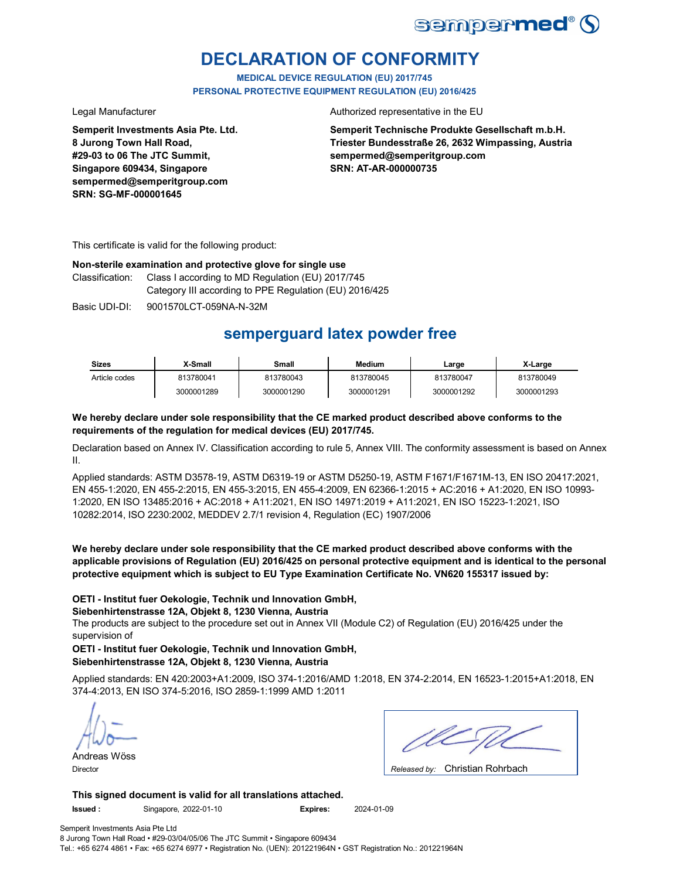sempermed®

# DECLARATION OF CONFORMITY

**MEDICAL DEVICE REGULATION (EU) 2017/745**
**PERSONAL PROTECTIVE EQUIPMENT REGULATION (EU) 2016/425**

Legal Manufacturer

**Semperit Investments Asia Pte. Ltd.**
**8 Jurong Town Hall Road,**
**#29-03 to 06 The JTC Summit,**
**Singapore 609434, Singapore**
**sempermed@semperitgroup.com**
**SRN: SG-MF-000001645**

Authorized representative in the EU

**Semperit Technische Produkte Gesellschaft m.b.H.**
**Triester Bundesstraße 26, 2632 Wimpassing, Austria**
**sempermed@semperitgroup.com**
**SRN: AT-AR-000000735**

This certificate is valid for the following product:

**Non-sterile examination and protective glove for single use**

Classification: Class I according to MD Regulation (EU) 2017/745
Category III according to PPE Regulation (EU) 2016/425

Basic UDI-DI: 9001570LCT-059NA-N-32M

## semperguard latex powder free

| Sizes | X-Small | Small | Medium | Large | X-Large |
|---|---|---|---|---|---|
| Article codes | 813780041 | 813780043 | 813780045 | 813780047 | 813780049 |
| | 3000001289 | 3000001290 | 3000001291 | 3000001292 | 3000001293 |

**We hereby declare under sole responsibility that the CE marked product described above conforms to the requirements of the regulation for medical devices (EU) 2017/745.**

Declaration based on Annex IV. Classification according to rule 5, Annex VIII. The conformity assessment is based on Annex II.

Applied standards: ASTM D3578-19, ASTM D6319-19 or ASTM D5250-19, ASTM F1671/F1671M-13, EN ISO 20417:2021, EN 455-1:2020, EN 455-2:2015, EN 455-3:2015, EN 455-4:2009, EN 62366-1:2015 + AC:2016 + A1:2020, EN ISO 10993-1:2020, EN ISO 13485:2016 + AC:2018 + A11:2021, EN ISO 14971:2019 + A11:2021, EN ISO 15223-1:2021, ISO 10282:2014, ISO 2230:2002, MEDDEV 2.7/1 revision 4, Regulation (EC) 1907/2006

**We hereby declare under sole responsibility that the CE marked product described above conforms with the applicable provisions of Regulation (EU) 2016/425 on personal protective equipment and is identical to the personal protective equipment which is subject to EU Type Examination Certificate No. VN620 155317 issued by:**

**OETI - Institut fuer Oekologie, Technik und Innovation GmbH,**
**Siebenhirtenstrasse 12A, Objekt 8, 1230 Vienna, Austria**

The products are subject to the procedure set out in Annex VII (Module C2) of Regulation (EU) 2016/425 under the supervision of

**OETI - Institut fuer Oekologie, Technik und Innovation GmbH,**
**Siebenhirtenstrasse 12A, Objekt 8, 1230 Vienna, Austria**

Applied standards: EN 420:2003+A1:2009, ISO 374-1:2016/AMD 1:2018, EN 374-2:2014, EN 16523-1:2015+A1:2018, EN 374-4:2013, EN ISO 374-5:2016, ISO 2859-1:1999 AMD 1:2011

Andreas Wöss
Director

*Released by:* Christian Rohrbach

**This signed document is valid for all translations attached.**

**Issued :** Singapore, 2022-01-10 **Expires:** 2024-01-09

Semperit Investments Asia Pte Ltd
8 Jurong Town Hall Road • #29-03/04/05/06 The JTC Summit • Singapore 609434
Tel.: +65 6274 4861 • Fax: +65 6274 6977 • Registration No. (UEN): 201221964N • GST Registration No.: 201221964N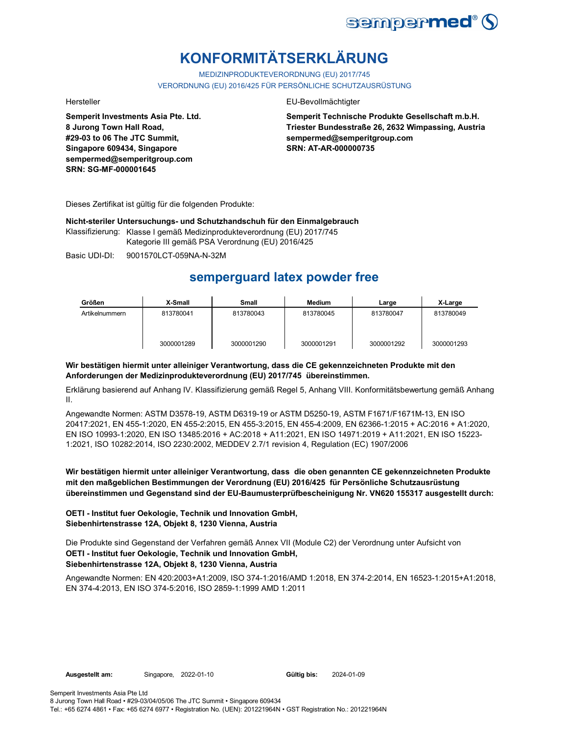# KONFORMITÄTSERKLÄRUNG

MEDIZINPRODUKTEVERORDNUNG (EU) 2017/745
VERORDNUNG (EU) 2016/425 FÜR PERSÖNLICHE SCHUTZAUSRÜSTUNG

Hersteller

**Semperit Investments Asia Pte. Ltd.**
**8 Jurong Town Hall Road,**
**#29-03 to 06 The JTC Summit,**
**Singapore 609434, Singapore**
**sempermed@semperitgroup.com**
**SRN: SG-MF-000001645**

EU-Bevollmächtigter

**Semperit Technische Produkte Gesellschaft m.b.H.**
**Triester Bundesstraße 26, 2632 Wimpassing, Austria**
**sempermed@semperitgroup.com**
**SRN: AT-AR-000000735**

Dieses Zertifikat ist gültig für die folgenden Produkte:

**Nicht-steriler Untersuchungs- und Schutzhandschuh für den Einmalgebrauch**

Klassifizierung: Klasse I gemäß Medizinprodukteverordnung (EU) 2017/745
Kategorie III gemäß PSA Verordnung (EU) 2016/425

Basic UDI-DI: 9001570LCT-059NA-N-32M

## semperguard latex powder free

| Größen | X-Small | Small | Medium | Large | X-Large |
|---|---|---|---|---|---|
| Artikelnummern | 813780041 | 813780043 | 813780045 | 813780047 | 813780049 |
| | 3000001289 | 3000001290 | 3000001291 | 3000001292 | 3000001293 |

**Wir bestätigen hiermit unter alleiniger Verantwortung, dass die CE gekennzeichneten Produkte mit den Anforderungen der Medizinprodukteverordnung (EU) 2017/745 übereinstimmen.**

Erklärung basierend auf Anhang IV. Klassifizierung gemäß Regel 5, Anhang VIII. Konformitätsbewertung gemäß Anhang II.

Angewandte Normen: ASTM D3578-19, ASTM D6319-19 or ASTM D5250-19, ASTM F1671/F1671M-13, EN ISO 20417:2021, EN 455-1:2020, EN 455-2:2015, EN 455-3:2015, EN 455-4:2009, EN 62366-1:2015 + AC:2016 + A1:2020, EN ISO 10993-1:2020, EN ISO 13485:2016 + AC:2018 + A11:2021, EN ISO 14971:2019 + A11:2021, EN ISO 15223-1:2021, ISO 10282:2014, ISO 2230:2002, MEDDEV 2.7/1 revision 4, Regulation (EC) 1907/2006

**Wir bestätigen hiermit unter alleiniger Verantwortung, dass die oben genannten CE gekennzeichneten Produkte mit den maßgeblichen Bestimmungen der Verordnung (EU) 2016/425 für Persönliche Schutzausrüstung übereinstimmen und Gegenstand sind der EU-Baumusterprüfbescheinigung Nr. VN620 155317 ausgestellt durch:**

**OETI - Institut fuer Oekologie, Technik und Innovation GmbH,**
**Siebenhirtenstrasse 12A, Objekt 8, 1230 Vienna, Austria**

Die Produkte sind Gegenstand der Verfahren gemäß Annex VII (Module C2) der Verordnung unter Aufsicht von
**OETI - Institut fuer Oekologie, Technik und Innovation GmbH,**
**Siebenhirtenstrasse 12A, Objekt 8, 1230 Vienna, Austria**

Angewandte Normen: EN 420:2003+A1:2009, ISO 374-1:2016/AMD 1:2018, EN 374-2:2014, EN 16523-1:2015+A1:2018, EN 374-4:2013, EN ISO 374-5:2016, ISO 2859-1:1999 AMD 1:2011

**Ausgestellt am:** Singapore, 2022-01-10 **Gültig bis:** 2024-01-09

Semperit Investments Asia Pte Ltd
8 Jurong Town Hall Road • #29-03/04/05/06 The JTC Summit • Singapore 609434
Tel.: +65 6274 4861 • Fax: +65 6274 6977 • Registration No. (UEN): 201221964N • GST Registration No.: 201221964N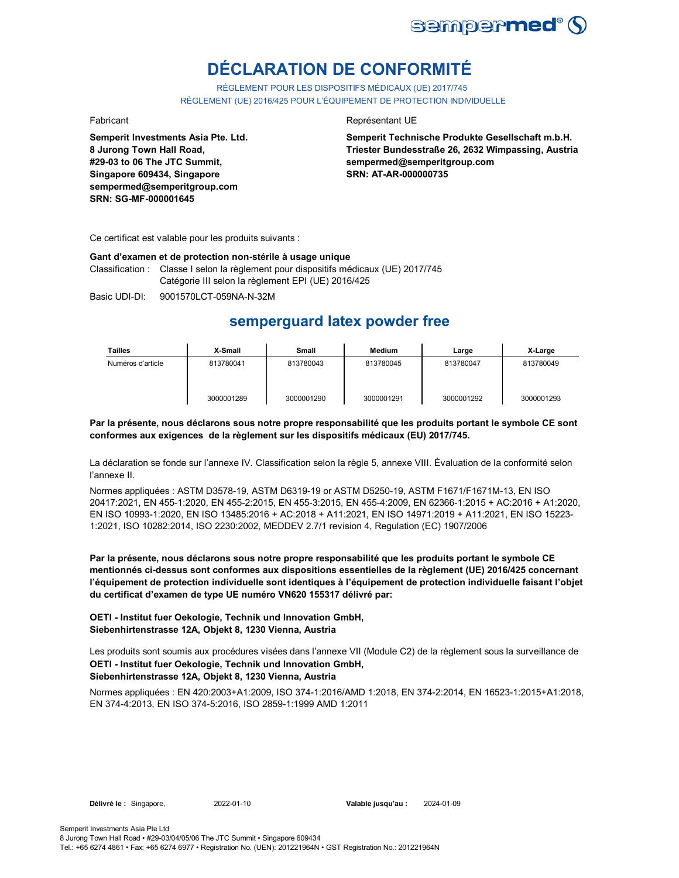# DÉCLARATION DE CONFORMITÉ

RÈGLEMENT POUR LES DISPOSITIFS MÉDICAUX (UE) 2017/745
RÈGLEMENT (UE) 2016/425 POUR L'ÉQUIPEMENT DE PROTECTION INDIVIDUELLE

Fabricant

**Semperit Investments Asia Pte. Ltd.**
**8 Jurong Town Hall Road,**
**#29-03 to 06 The JTC Summit,**
**Singapore 609434, Singapore**
**sempermed@semperitgroup.com**
**SRN: SG-MF-000001645**

Représentant UE

**Semperit Technische Produkte Gesellschaft m.b.H.**
**Triester Bundesstraße 26, 2632 Wimpassing, Austria**
**sempermed@semperitgroup.com**
**SRN: AT-AR-000000735**

Ce certificat est valable pour les produits suivants :

**Gant d'examen et de protection non-stérile à usage unique**

Classification : Classe I selon la règlement pour dispositifs médicaux (UE) 2017/745
Catégorie III selon la règlement EPI (UE) 2016/425

Basic UDI-DI: 9001570LCT-059NA-N-32M

## semperguard latex powder free

| Tailles | X-Small | Small | Medium | Large | X-Large |
|---|---|---|---|---|---|
| Numéros d'article | 813780041 | 813780043 | 813780045 | 813780047 | 813780049 |
| | 3000001289 | 3000001290 | 3000001291 | 3000001292 | 3000001293 |

**Par la présente, nous déclarons sous notre propre responsabilité que les produits portant le symbole CE sont conformes aux exigences de la règlement sur les dispositifs médicaux (EU) 2017/745.**

La déclaration se fonde sur l'annexe IV. Classification selon la règle 5, annexe VIII. Évaluation de la conformité selon l'annexe II.

Normes appliquées : ASTM D3578-19, ASTM D6319-19 or ASTM D5250-19, ASTM F1671/F1671M-13, EN ISO 20417:2021, EN 455-1:2020, EN 455-2:2015, EN 455-3:2015, EN 455-4:2009, EN 62366-1:2015 + AC:2016 + A1:2020, EN ISO 10993-1:2020, EN ISO 13485:2016 + AC:2018 + A11:2021, EN ISO 14971:2019 + A11:2021, EN ISO 15223-1:2021, ISO 10282:2014, ISO 2230:2002, MEDDEV 2.7/1 revision 4, Regulation (EC) 1907/2006

**Par la présente, nous déclarons sous notre propre responsabilité que les produits portant le symbole CE mentionnés ci-dessus sont conformes aux dispositions essentielles de la règlement (UE) 2016/425 concernant l'équipement de protection individuelle sont identiques à l'équipement de protection individuelle faisant l'objet du certificat d'examen de type UE numéro VN620 155317 délivré par:**

**OETI - Institut fuer Oekologie, Technik und Innovation GmbH,**
**Siebenhirtenstrasse 12A, Objekt 8, 1230 Vienna, Austria**

Les produits sont soumis aux procédures visées dans l'annexe VII (Module C2) de la règlement sous la surveillance de
**OETI - Institut fuer Oekologie, Technik und Innovation GmbH,**
**Siebenhirtenstrasse 12A, Objekt 8, 1230 Vienna, Austria**

Normes appliquées : EN 420:2003+A1:2009, ISO 374-1:2016/AMD 1:2018, EN 374-2:2014, EN 16523-1:2015+A1:2018, EN 374-4:2013, EN ISO 374-5:2016, ISO 2859-1:1999 AMD 1:2011

**Délivré le :** Singapore, 2022-01-10 **Valable jusqu'au :** 2024-01-09

Semperit Investments Asia Pte Ltd
8 Jurong Town Hall Road • #29-03/04/05/06 The JTC Summit • Singapore 609434
Tel.: +65 6274 4861 • Fax: +65 6274 6977 • Registration No. (UEN): 201221964N • GST Registration No.: 201221964N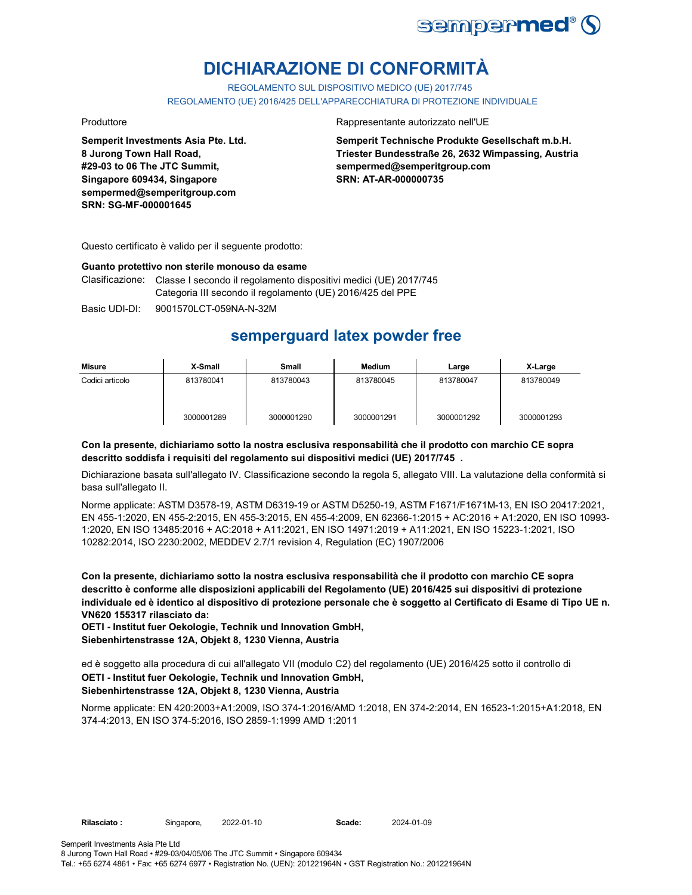# DICHIARAZIONE DI CONFORMITÀ

REGOLAMENTO SUL DISPOSITIVO MEDICO (UE) 2017/745

REGOLAMENTO (UE) 2016/425 DELL'APPARECCHIATURA DI PROTEZIONE INDIVIDUALE

Produttore

**Semperit Investments Asia Pte. Ltd.**
**8 Jurong Town Hall Road,**
**#29-03 to 06 The JTC Summit,**
**Singapore 609434, Singapore**
**sempermed@semperitgroup.com**
**SRN: SG-MF-000001645**

Rappresentante autorizzato nell'UE

**Semperit Technische Produkte Gesellschaft m.b.H.**
**Triester Bundesstraße 26, 2632 Wimpassing, Austria**
**sempermed@semperitgroup.com**
**SRN: AT-AR-000000735**

Questo certificato è valido per il seguente prodotto:

**Guanto protettivo non sterile monouso da esame**

Clasificazione: Classe I secondo il regolamento dispositivi medici (UE) 2017/745
Categoria III secondo il regolamento (UE) 2016/425 del PPE

Basic UDI-DI: 9001570LCT-059NA-N-32M

## semperguard latex powder free

| Misure | X-Small | Small | Medium | Large | X-Large |
|---|---|---|---|---|---|
| Codici articolo | 813780041<br><br>3000001289 | 813780043<br><br>3000001290 | 813780045<br><br>3000001291 | 813780047<br><br>3000001292 | 813780049<br><br>3000001293 |

**Con la presente, dichiariamo sotto la nostra esclusiva responsabilità che il prodotto con marchio CE sopra descritto soddisfa i requisiti del regolamento sui dispositivi medici (UE) 2017/745 .**

Dichiarazione basata sull'allegato IV. Classificazione secondo la regola 5, allegato VIII. La valutazione della conformità si basa sull'allegato II.

Norme applicate: ASTM D3578-19, ASTM D6319-19 or ASTM D5250-19, ASTM F1671/F1671M-13, EN ISO 20417:2021, EN 455-1:2020, EN 455-2:2015, EN 455-3:2015, EN 455-4:2009, EN 62366-1:2015 + AC:2016 + A1:2020, EN ISO 10993-1:2020, EN ISO 13485:2016 + AC:2018 + A11:2021, EN ISO 14971:2019 + A11:2021, EN ISO 15223-1:2021, ISO 10282:2014, ISO 2230:2002, MEDDEV 2.7/1 revision 4, Regulation (EC) 1907/2006

**Con la presente, dichiariamo sotto la nostra esclusiva responsabilità che il prodotto con marchio CE sopra descritto è conforme alle disposizioni applicabili del Regolamento (UE) 2016/425 sui dispositivi di protezione individuale ed è identico al dispositivo di protezione personale che è soggetto al Certificato di Esame di Tipo UE n. VN620 155317 rilasciato da:**
**OETI - Institut fuer Oekologie, Technik und Innovation GmbH,**
**Siebenhirtenstrasse 12A, Objekt 8, 1230 Vienna, Austria**

ed è soggetto alla procedura di cui all'allegato VII (modulo C2) del regolamento (UE) 2016/425 sotto il controllo di
**OETI - Institut fuer Oekologie, Technik und Innovation GmbH,**
**Siebenhirtenstrasse 12A, Objekt 8, 1230 Vienna, Austria**

Norme applicate: EN 420:2003+A1:2009, ISO 374-1:2016/AMD 1:2018, EN 374-2:2014, EN 16523-1:2015+A1:2018, EN 374-4:2013, EN ISO 374-5:2016, ISO 2859-1:1999 AMD 1:2011

**Rilasciato :** Singapore, 2022-01-10 **Scade:** 2024-01-09

Semperit Investments Asia Pte Ltd
8 Jurong Town Hall Road • #29-03/04/05/06 The JTC Summit • Singapore 609434
Tel.: +65 6274 4861 • Fax: +65 6274 6977 • Registration No. (UEN): 201221964N • GST Registration No.: 201221964N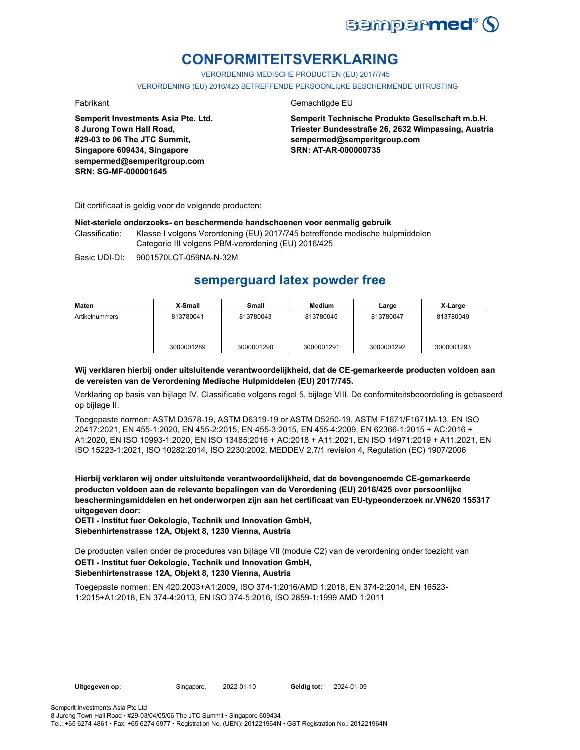# CONFORMITEITSVERKLARING

VERORDENING MEDISCHE PRODUCTEN (EU) 2017/745

VERORDENING (EU) 2016/425 BETREFFENDE PERSOONLIJKE BESCHERMENDE UITRUSTING

Fabrikant

**Semperit Investments Asia Pte. Ltd.**
**8 Jurong Town Hall Road,**
**#29-03 to 06 The JTC Summit,**
**Singapore 609434, Singapore**
**sempermed@semperitgroup.com**
**SRN: SG-MF-000001645**

Gemachtigde EU

**Semperit Technische Produkte Gesellschaft m.b.H.**
**Triester Bundesstraße 26, 2632 Wimpassing, Austria**
**sempermed@semperitgroup.com**
**SRN: AT-AR-000000735**

Dit certificaat is geldig voor de volgende producten:

**Niet-steriele onderzoeks- en beschermende handschoenen voor eenmalig gebruik**

Classificatie: Klasse I volgens Verordening (EU) 2017/745 betreffende medische hulpmiddelen
Categorie III volgens PBM-verordening (EU) 2016/425

Basic UDI-DI: 9001570LCT-059NA-N-32M

## semperguard latex powder free

| Maten | X-Small | Small | Medium | Large | X-Large |
|---|---|---|---|---|---|
| Artikelnummers | 813780041<br><br>3000001289 | 813780043<br><br>3000001290 | 813780045<br><br>3000001291 | 813780047<br><br>3000001292 | 813780049<br><br>3000001293 |

**Wij verklaren hierbij onder uitsluitende verantwoordelijkheid, dat de CE-gemarkeerde producten voldoen aan de vereisten van de Verordening Medische Hulpmiddelen (EU) 2017/745.**

Verklaring op basis van bijlage IV. Classificatie volgens regel 5, bijlage VIII. De conformiteitsbeoordeling is gebaseerd op bijlage II.

Toegepaste normen: ASTM D3578-19, ASTM D6319-19 or ASTM D5250-19, ASTM F1671/F1671M-13, EN ISO 20417:2021, EN 455-1:2020, EN 455-2:2015, EN 455-3:2015, EN 455-4:2009, EN 62366-1:2015 + AC:2016 + A1:2020, EN ISO 10993-1:2020, EN ISO 13485:2016 + AC:2018 + A11:2021, EN ISO 14971:2019 + A11:2021, EN ISO 15223-1:2021, ISO 10282:2014, ISO 2230:2002, MEDDEV 2.7/1 revision 4, Regulation (EC) 1907/2006

**Hierbij verklaren wij onder uitsluitende verantwoordelijkheid, dat de bovengenoemde CE-gemarkeerde producten voldoen aan de relevante bepalingen van de Verordening (EU) 2016/425 over persoonlijke beschermingsmiddelen en het onderworpen zijn aan het certificaat van EU-typeonderzoek nr.VN620 155317 uitgegeven door:**
**OETI - Institut fuer Oekologie, Technik und Innovation GmbH,**
**Siebenhirtenstrasse 12A, Objekt 8, 1230 Vienna, Austria**

De producten vallen onder de procedures van bijlage VII (module C2) van de verordening onder toezicht van
**OETI - Institut fuer Oekologie, Technik und Innovation GmbH,**
**Siebenhirtenstrasse 12A, Objekt 8, 1230 Vienna, Austria**

Toegepaste normen: EN 420:2003+A1:2009, ISO 374-1:2016/AMD 1:2018, EN 374-2:2014, EN 16523-1:2015+A1:2018, EN 374-4:2013, EN ISO 374-5:2016, ISO 2859-1:1999 AMD 1:2011

**Uitgegeven op:** Singapore, 2022-01-10 **Geldig tot:** 2024-01-09

Semperit Investments Asia Pte Ltd
8 Jurong Town Hall Road • #29-03/04/05/06 The JTC Summit • Singapore 609434
Tel.: +65 6274 4861 • Fax: +65 6274 6977 • Registration No. (UEN): 201221964N • GST Registration No.: 201221964N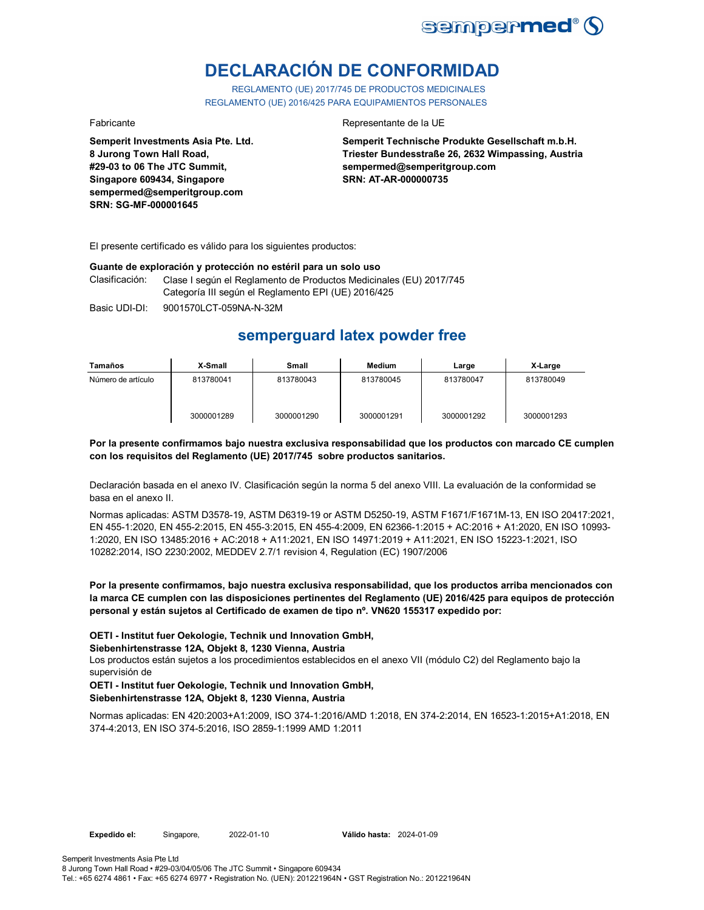# DECLARACIÓN DE CONFORMIDAD

REGLAMENTO (UE) 2017/745 DE PRODUCTOS MEDICINALES
REGLAMENTO (UE) 2016/425 PARA EQUIPAMIENTOS PERSONALES

Fabricante

**Semperit Investments Asia Pte. Ltd.**
**8 Jurong Town Hall Road,**
**#29-03 to 06 The JTC Summit,**
**Singapore 609434, Singapore**
**sempermed@semperitgroup.com**
**SRN: SG-MF-000001645**

Representante de la UE

**Semperit Technische Produkte Gesellschaft m.b.H.**
**Triester Bundesstraße 26, 2632 Wimpassing, Austria**
**sempermed@semperitgroup.com**
**SRN: AT-AR-000000735**

El presente certificado es válido para los siguientes productos:

**Guante de exploración y protección no estéril para un solo uso**

Clasificación: Clase I según el Reglamento de Productos Medicinales (EU) 2017/745
Categoría III según el Reglamento EPI (UE) 2016/425

Basic UDI-DI: 9001570LCT-059NA-N-32M

## semperguard latex powder free

| Tamaños | X-Small | Small | Medium | Large | X-Large |
|---|---|---|---|---|---|
| Número de artículo | 813780041<br>3000001289 | 813780043<br>3000001290 | 813780045<br>3000001291 | 813780047<br>3000001292 | 813780049<br>3000001293 |

**Por la presente confirmamos bajo nuestra exclusiva responsabilidad que los productos con marcado CE cumplen con los requisitos del Reglamento (UE) 2017/745 sobre productos sanitarios.**

Declaración basada en el anexo IV. Clasificación según la norma 5 del anexo VIII. La evaluación de la conformidad se basa en el anexo II.

Normas aplicadas: ASTM D3578-19, ASTM D6319-19 or ASTM D5250-19, ASTM F1671/F1671M-13, EN ISO 20417:2021, EN 455-1:2020, EN 455-2:2015, EN 455-3:2015, EN 455-4:2009, EN 62366-1:2015 + AC:2016 + A1:2020, EN ISO 10993-1:2020, EN ISO 13485:2016 + AC:2018 + A11:2021, EN ISO 14971:2019 + A11:2021, EN ISO 15223-1:2021, ISO 10282:2014, ISO 2230:2002, MEDDEV 2.7/1 revision 4, Regulation (EC) 1907/2006

**Por la presente confirmamos, bajo nuestra exclusiva responsabilidad, que los productos arriba mencionados con la marca CE cumplen con las disposiciones pertinentes del Reglamento (UE) 2016/425 para equipos de protección personal y están sujetos al Certificado de examen de tipo nº. VN620 155317 expedido por:**

**OETI - Institut fuer Oekologie, Technik und Innovation GmbH,**
**Siebenhirtenstrasse 12A, Objekt 8, 1230 Vienna, Austria**
Los productos están sujetos a los procedimientos establecidos en el anexo VII (módulo C2) del Reglamento bajo la supervisión de
**OETI - Institut fuer Oekologie, Technik und Innovation GmbH,**
**Siebenhirtenstrasse 12A, Objekt 8, 1230 Vienna, Austria**

Normas aplicadas: EN 420:2003+A1:2009, ISO 374-1:2016/AMD 1:2018, EN 374-2:2014, EN 16523-1:2015+A1:2018, EN 374-4:2013, EN ISO 374-5:2016, ISO 2859-1:1999 AMD 1:2011

**Expedido el:** Singapore, 2022-01-10 **Válido hasta:** 2024-01-09

Semperit Investments Asia Pte Ltd
8 Jurong Town Hall Road • #29-03/04/05/06 The JTC Summit • Singapore 609434
Tel.: +65 6274 4861 • Fax: +65 6274 6977 • Registration No. (UEN): 201221964N • GST Registration No.: 201221964N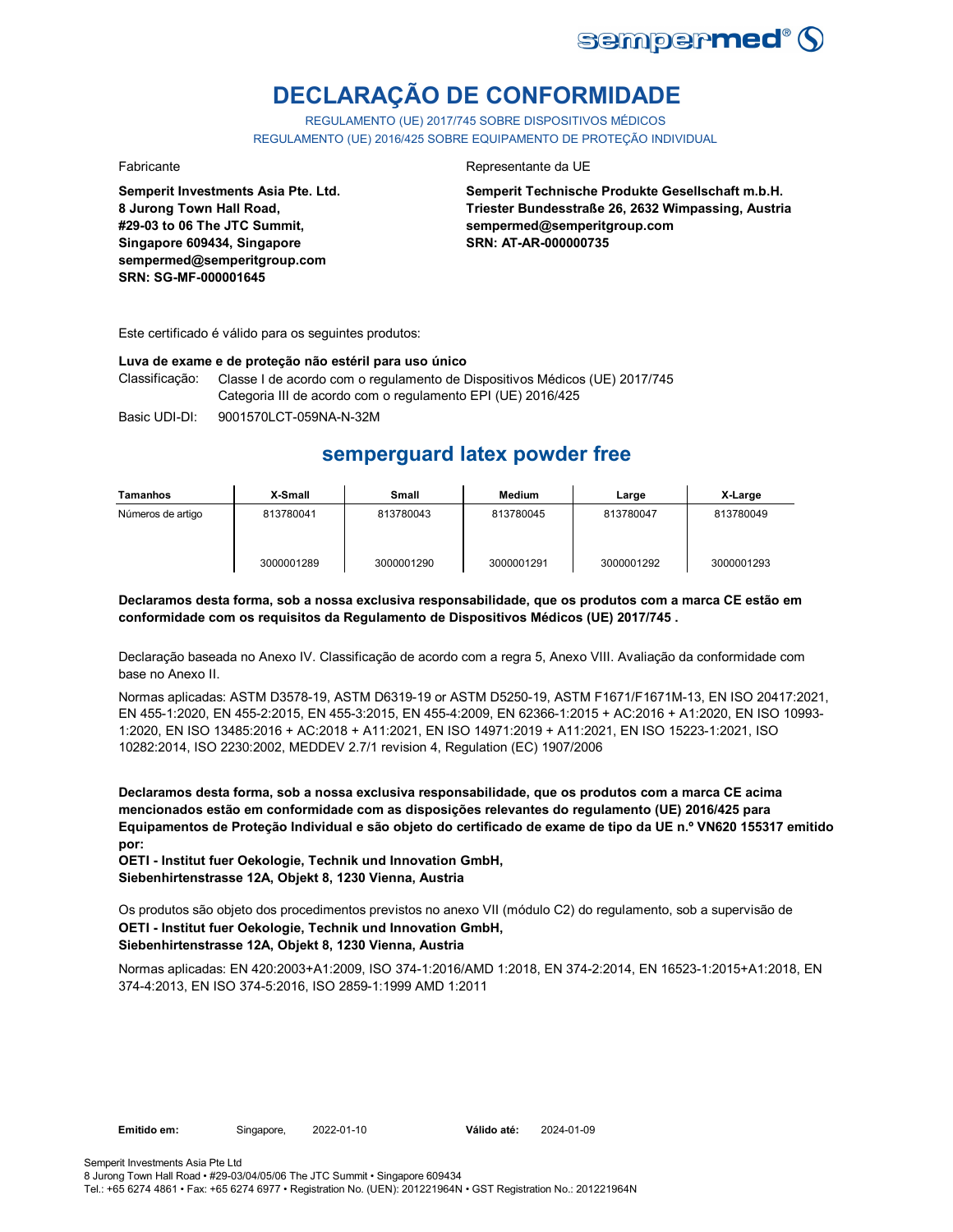# DECLARAÇÃO DE CONFORMIDADE

REGULAMENTO (UE) 2017/745 SOBRE DISPOSITIVOS MÉDICOS
REGULAMENTO (UE) 2016/425 SOBRE EQUIPAMENTO DE PROTEÇÃO INDIVIDUAL

Fabricante

**Semperit Investments Asia Pte. Ltd.**
**8 Jurong Town Hall Road,**
**#29-03 to 06 The JTC Summit,**
**Singapore 609434, Singapore**
**sempermed@semperitgroup.com**
**SRN: SG-MF-000001645**

Representante da UE

**Semperit Technische Produkte Gesellschaft m.b.H.**
**Triester Bundesstraße 26, 2632 Wimpassing, Austria**
**sempermed@semperitgroup.com**
**SRN: AT-AR-000000735**

Este certificado é válido para os seguintes produtos:

**Luva de exame e de proteção não estéril para uso único**

Classificação: Classe I de acordo com o regulamento de Dispositivos Médicos (UE) 2017/745
Categoria III de acordo com o regulamento EPI (UE) 2016/425

Basic UDI-DI: 9001570LCT-059NA-N-32M

## semperguard latex powder free

| Tamanhos | X-Small | Small | Medium | Large | X-Large |
|---|---|---|---|---|---|
| Números de artigo | 813780041 | 813780043 | 813780045 | 813780047 | 813780049 |
| | 3000001289 | 3000001290 | 3000001291 | 3000001292 | 3000001293 |

**Declaramos desta forma, sob a nossa exclusiva responsabilidade, que os produtos com a marca CE estão em conformidade com os requisitos da Regulamento de Dispositivos Médicos (UE) 2017/745 .**

Declaração baseada no Anexo IV. Classificação de acordo com a regra 5, Anexo VIII. Avaliação da conformidade com base no Anexo II.

Normas aplicadas: ASTM D3578-19, ASTM D6319-19 or ASTM D5250-19, ASTM F1671/F1671M-13, EN ISO 20417:2021, EN 455-1:2020, EN 455-2:2015, EN 455-3:2015, EN 455-4:2009, EN 62366-1:2015 + AC:2016 + A1:2020, EN ISO 10993-1:2020, EN ISO 13485:2016 + AC:2018 + A11:2021, EN ISO 14971:2019 + A11:2021, EN ISO 15223-1:2021, ISO 10282:2014, ISO 2230:2002, MEDDEV 2.7/1 revision 4, Regulation (EC) 1907/2006

**Declaramos desta forma, sob a nossa exclusiva responsabilidade, que os produtos com a marca CE acima mencionados estão em conformidade com as disposições relevantes do regulamento (UE) 2016/425 para Equipamentos de Proteção Individual e são objeto do certificado de exame de tipo da UE n.º VN620 155317 emitido por:**
**OETI - Institut fuer Oekologie, Technik und Innovation GmbH,**
**Siebenhirtenstrasse 12A, Objekt 8, 1230 Vienna, Austria**

Os produtos são objeto dos procedimentos previstos no anexo VII (módulo C2) do regulamento, sob a supervisão de
**OETI - Institut fuer Oekologie, Technik und Innovation GmbH,**
**Siebenhirtenstrasse 12A, Objekt 8, 1230 Vienna, Austria**

Normas aplicadas: EN 420:2003+A1:2009, ISO 374-1:2016/AMD 1:2018, EN 374-2:2014, EN 16523-1:2015+A1:2018, EN 374-4:2013, EN ISO 374-5:2016, ISO 2859-1:1999 AMD 1:2011

**Emitido em:** Singapore, 2022-01-10 **Válido até:** 2024-01-09

Semperit Investments Asia Pte Ltd
8 Jurong Town Hall Road • #29-03/04/05/06 The JTC Summit • Singapore 609434
Tel.: +65 6274 4861 • Fax: +65 6274 6977 • Registration No. (UEN): 201221964N • GST Registration No.: 201221964N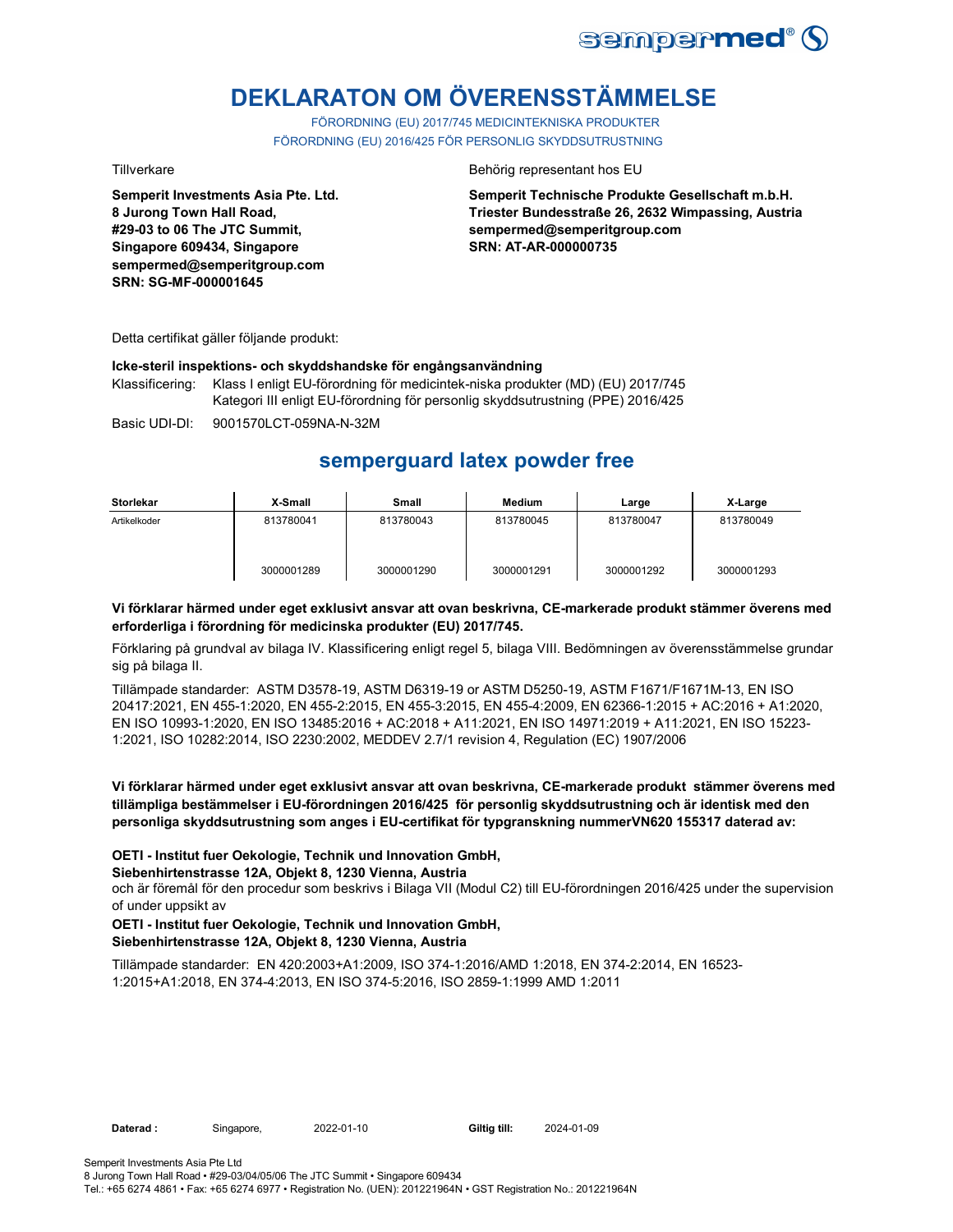# DEKLARATON OM ÖVERENSSTÄMMELSE

FÖRORDNING (EU) 2017/745 MEDICINTEKNISKA PRODUKTER

FÖRORDNING (EU) 2016/425 FÖR PERSONLIG SKYDDSUTRUSTNING

Tillverkare

**Semperit Investments Asia Pte. Ltd.**
**8 Jurong Town Hall Road,**
**#29-03 to 06 The JTC Summit,**
**Singapore 609434, Singapore**
**sempermed@semperitgroup.com**
**SRN: SG-MF-000001645**

Behörig representant hos EU

**Semperit Technische Produkte Gesellschaft m.b.H.**
**Triester Bundesstraße 26, 2632 Wimpassing, Austria**
**sempermed@semperitgroup.com**
**SRN: AT-AR-000000735**

Detta certifikat gäller följande produkt:

**Icke-steril inspektions- och skyddshandske för engångsanvändning**

Klassificering: Klass I enligt EU-förordning för medicintek-niska produkter (MD) (EU) 2017/745
Kategori III enligt EU-förordning för personlig skyddsutrustning (PPE) 2016/425

Basic UDI-DI: 9001570LCT-059NA-N-32M

## semperguard latex powder free

| Storlekar | X-Small | Small | Medium | Large | X-Large |
|---|---|---|---|---|---|
| Artikelkoder | 813780041 | 813780043 | 813780045 | 813780047 | 813780049 |
| | 3000001289 | 3000001290 | 3000001291 | 3000001292 | 3000001293 |

**Vi förklarar härmed under eget exklusivt ansvar att ovan beskrivna, CE-markerade produkt stämmer överens med erforderliga i förordning för medicinska produkter (EU) 2017/745.**

Förklaring på grundval av bilaga IV. Klassificering enligt regel 5, bilaga VIII. Bedömningen av överensstämmelse grundar sig på bilaga II.

Tillämpade standarder: ASTM D3578-19, ASTM D6319-19 or ASTM D5250-19, ASTM F1671/F1671M-13, EN ISO 20417:2021, EN 455-1:2020, EN 455-2:2015, EN 455-3:2015, EN 455-4:2009, EN 62366-1:2015 + AC:2016 + A1:2020, EN ISO 10993-1:2020, EN ISO 13485:2016 + AC:2018 + A11:2021, EN ISO 14971:2019 + A11:2021, EN ISO 15223-1:2021, ISO 10282:2014, ISO 2230:2002, MEDDEV 2.7/1 revision 4, Regulation (EC) 1907/2006

**Vi förklarar härmed under eget exklusivt ansvar att ovan beskrivna, CE-markerade produkt stämmer överens med tillämpliga bestämmelser i EU-förordningen 2016/425 för personlig skyddsutrustning och är identisk med den personliga skyddsutrustning som anges i EU-certifikat för typgranskning nummerVN620 155317 daterad av:**

**OETI - Institut fuer Oekologie, Technik und Innovation GmbH,**
**Siebenhirtenstrasse 12A, Objekt 8, 1230 Vienna, Austria**
och är föremål för den procedur som beskrivs i Bilaga VII (Modul C2) till EU-förordningen 2016/425 under the supervision of under uppsikt av

**OETI - Institut fuer Oekologie, Technik und Innovation GmbH,**
**Siebenhirtenstrasse 12A, Objekt 8, 1230 Vienna, Austria**

Tillämpade standarder: EN 420:2003+A1:2009, ISO 374-1:2016/AMD 1:2018, EN 374-2:2014, EN 16523-1:2015+A1:2018, EN 374-4:2013, EN ISO 374-5:2016, ISO 2859-1:1999 AMD 1:2011

**Daterad :** Singapore, 2022-01-10 **Giltig till:** 2024-01-09

Semperit Investments Asia Pte Ltd
8 Jurong Town Hall Road • #29-03/04/05/06 The JTC Summit • Singapore 609434
Tel.: +65 6274 4861 • Fax: +65 6274 6977 • Registration No. (UEN): 201221964N • GST Registration No.: 201221964N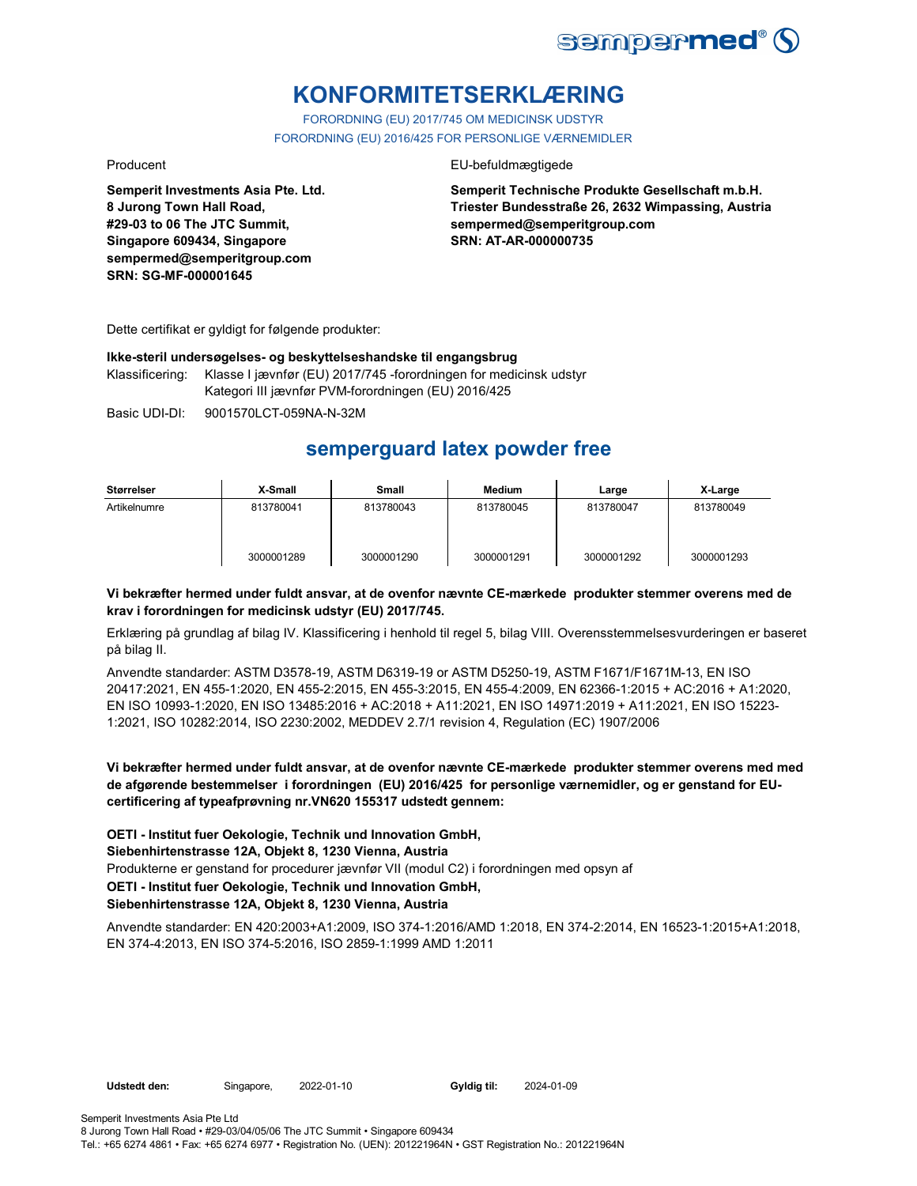# KONFORMITETSERKLÆRING

FORORDNING (EU) 2017/745 OM MEDICINSK UDSTYR
FORORDNING (EU) 2016/425 FOR PERSONLIGE VÆRNEMIDLER

Producent

**Semperit Investments Asia Pte. Ltd.**
**8 Jurong Town Hall Road,**
**#29-03 to 06 The JTC Summit,**
**Singapore 609434, Singapore**
**sempermed@semperitgroup.com**
**SRN: SG-MF-000001645**

EU-befuldmægtigede

**Semperit Technische Produkte Gesellschaft m.b.H.**
**Triester Bundesstraße 26, 2632 Wimpassing, Austria**
**sempermed@semperitgroup.com**
**SRN: AT-AR-000000735**

Dette certifikat er gyldigt for følgende produkter:

**Ikke-steril undersøgelses- og beskyttelseshandske til engangsbrug**

Klassificering: Klasse I jævnfør (EU) 2017/745 -forordningen for medicinsk udstyr
Kategori III jævnfør PVM-forordningen (EU) 2016/425

Basic UDI-DI: 9001570LCT-059NA-N-32M

## semperguard latex powder free

| Størrelser | X-Small | Small | Medium | Large | X-Large |
|---|---|---|---|---|---|
| Artikelnumre | 813780041 | 813780043 | 813780045 | 813780047 | 813780049 |
| | 3000001289 | 3000001290 | 3000001291 | 3000001292 | 3000001293 |

**Vi bekræfter hermed under fuldt ansvar, at de ovenfor nævnte CE-mærkede produkter stemmer overens med de krav i forordningen for medicinsk udstyr (EU) 2017/745.**

Erklæring på grundlag af bilag IV. Klassificering i henhold til regel 5, bilag VIII. Overensstemmelsesvurderingen er baseret på bilag II.

Anvendte standarder: ASTM D3578-19, ASTM D6319-19 or ASTM D5250-19, ASTM F1671/F1671M-13, EN ISO 20417:2021, EN 455-1:2020, EN 455-2:2015, EN 455-3:2015, EN 455-4:2009, EN 62366-1:2015 + AC:2016 + A1:2020, EN ISO 10993-1:2020, EN ISO 13485:2016 + AC:2018 + A11:2021, EN ISO 14971:2019 + A11:2021, EN ISO 15223-1:2021, ISO 10282:2014, ISO 2230:2002, MEDDEV 2.7/1 revision 4, Regulation (EC) 1907/2006

**Vi bekræfter hermed under fuldt ansvar, at de ovenfor nævnte CE-mærkede produkter stemmer overens med med de afgørende bestemmelser i forordningen (EU) 2016/425 for personlige værnemidler, og er genstand for EU-certificering af typeafprøvning nr.VN620 155317 udstedt gennem:**

**OETI - Institut fuer Oekologie, Technik und Innovation GmbH,**
**Siebenhirtenstrasse 12A, Objekt 8, 1230 Vienna, Austria**
Produkterne er genstand for procedurer jævnfør VII (modul C2) i forordningen med opsyn af
**OETI - Institut fuer Oekologie, Technik und Innovation GmbH,**
**Siebenhirtenstrasse 12A, Objekt 8, 1230 Vienna, Austria**

Anvendte standarder: EN 420:2003+A1:2009, ISO 374-1:2016/AMD 1:2018, EN 374-2:2014, EN 16523-1:2015+A1:2018, EN 374-4:2013, EN ISO 374-5:2016, ISO 2859-1:1999 AMD 1:2011

**Udstedt den:** Singapore, 2022-01-10 **Gyldig til:** 2024-01-09

Semperit Investments Asia Pte Ltd
8 Jurong Town Hall Road • #29-03/04/05/06 The JTC Summit • Singapore 609434
Tel.: +65 6274 4861 • Fax: +65 6274 6977 • Registration No. (UEN): 201221964N • GST Registration No.: 201221964N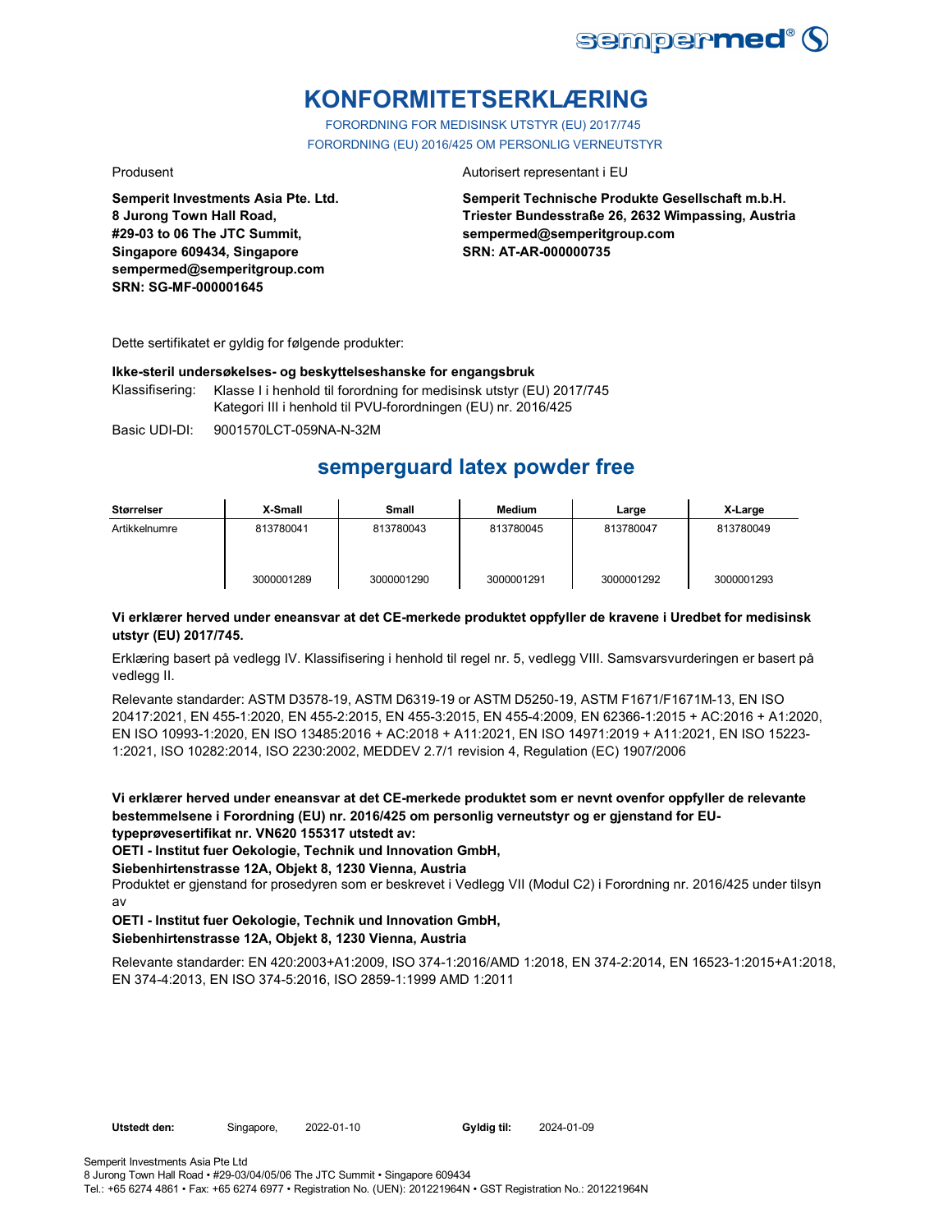# KONFORMITETSERKLÆRING

FORORDNING FOR MEDISINSK UTSTYR (EU) 2017/745
FORORDNING (EU) 2016/425 OM PERSONLIG VERNEUTSTYR

Produsent

**Semperit Investments Asia Pte. Ltd.**
**8 Jurong Town Hall Road,**
**#29-03 to 06 The JTC Summit,**
**Singapore 609434, Singapore**
**sempermed@semperitgroup.com**
**SRN: SG-MF-000001645**

Autorisert representant i EU

**Semperit Technische Produkte Gesellschaft m.b.H.**
**Triester Bundesstraße 26, 2632 Wimpassing, Austria**
**sempermed@semperitgroup.com**
**SRN: AT-AR-000000735**

Dette sertifikatet er gyldig for følgende produkter:

**Ikke-steril undersøkelses- og beskyttelseshanske for engangsbruk**

Klassifisering: Klasse I i henhold til forordning for medisinsk utstyr (EU) 2017/745
Kategori III i henhold til PVU-forordningen (EU) nr. 2016/425

Basic UDI-DI: 9001570LCT-059NA-N-32M

## semperguard latex powder free

| Størrelser | X-Small | Small | Medium | Large | X-Large |
|---|---|---|---|---|---|
| Artikkelnumre | 813780041<br>3000001289 | 813780043<br>3000001290 | 813780045<br>3000001291 | 813780047<br>3000001292 | 813780049<br>3000001293 |

**Vi erklærer herved under eneansvar at det CE-merkede produktet oppfyller de kravene i Uredbet for medisinsk utstyr (EU) 2017/745.**

Erklæring basert på vedlegg IV. Klassifisering i henhold til regel nr. 5, vedlegg VIII. Samsvarsvurderingen er basert på vedlegg II.

Relevante standarder: ASTM D3578-19, ASTM D6319-19 or ASTM D5250-19, ASTM F1671/F1671M-13, EN ISO 20417:2021, EN 455-1:2020, EN 455-2:2015, EN 455-3:2015, EN 455-4:2009, EN 62366-1:2015 + AC:2016 + A1:2020, EN ISO 10993-1:2020, EN ISO 13485:2016 + AC:2018 + A11:2021, EN ISO 14971:2019 + A11:2021, EN ISO 15223-1:2021, ISO 10282:2014, ISO 2230:2002, MEDDEV 2.7/1 revision 4, Regulation (EC) 1907/2006

**Vi erklærer herved under eneansvar at det CE-merkede produktet som er nevnt ovenfor oppfyller de relevante bestemmelsene i Forordning (EU) nr. 2016/425 om personlig verneutstyr og er gjenstand for EU-typeprøvesertifikat nr. VN620 155317 utstedt av:**
**OETI - Institut fuer Oekologie, Technik und Innovation GmbH,**
**Siebenhirtenstrasse 12A, Objekt 8, 1230 Vienna, Austria**

Produktet er gjenstand for prosedyren som er beskrevet i Vedlegg VII (Modul C2) i Forordning nr. 2016/425 under tilsyn av

**OETI - Institut fuer Oekologie, Technik und Innovation GmbH,**
**Siebenhirtenstrasse 12A, Objekt 8, 1230 Vienna, Austria**

Relevante standarder: EN 420:2003+A1:2009, ISO 374-1:2016/AMD 1:2018, EN 374-2:2014, EN 16523-1:2015+A1:2018, EN 374-4:2013, EN ISO 374-5:2016, ISO 2859-1:1999 AMD 1:2011

**Utstedt den:** Singapore, 2022-01-10 **Gyldig til:** 2024-01-09

Semperit Investments Asia Pte Ltd
8 Jurong Town Hall Road • #29-03/04/05/06 The JTC Summit • Singapore 609434
Tel.: +65 6274 4861 • Fax: +65 6274 6977 • Registration No. (UEN): 201221964N • GST Registration No.: 201221964N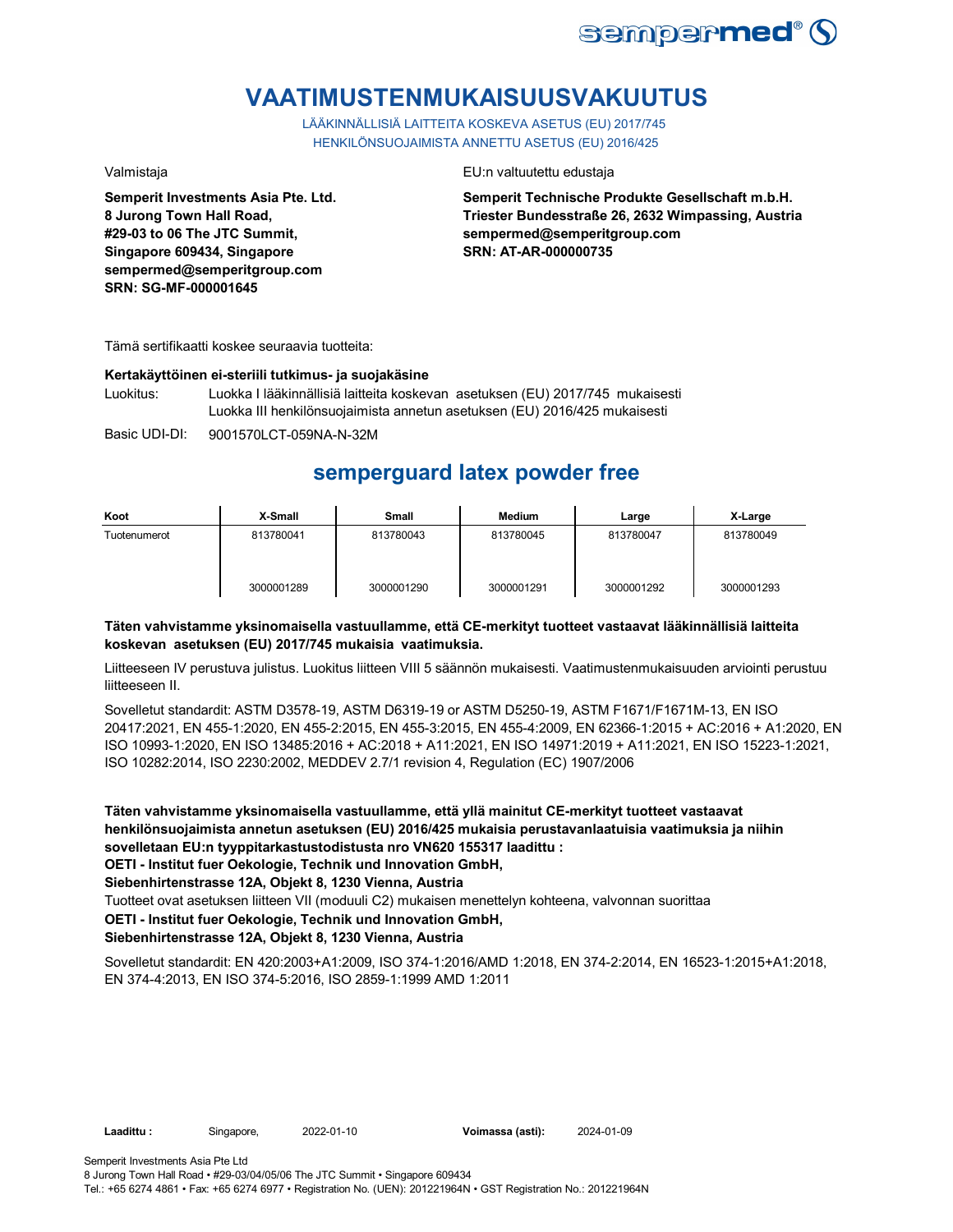# VAATIMUSTENMUKAISUUSVAKUUTUS

LÄÄKINNÄLLISIÄ LAITTEITA KOSKEVA ASETUS (EU) 2017/745
HENKILÖNSUOJAIMISTA ANNETTU ASETUS (EU) 2016/425

Valmistaja

**Semperit Investments Asia Pte. Ltd.**
**8 Jurong Town Hall Road,**
**#29-03 to 06 The JTC Summit,**
**Singapore 609434, Singapore**
**sempermed@semperitgroup.com**
**SRN: SG-MF-000001645**

EU:n valtuutettu edustaja

**Semperit Technische Produkte Gesellschaft m.b.H.**
**Triester Bundesstraße 26, 2632 Wimpassing, Austria**
**sempermed@semperitgroup.com**
**SRN: AT-AR-000000735**

Tämä sertifikaatti koskee seuraavia tuotteita:

**Kertakäyttöinen ei-steriili tutkimus- ja suojakäsine**

Luokitus: Luokka I lääkinnällisiä laitteita koskevan asetuksen (EU) 2017/745 mukaisesti
Luokka III henkilönsuojaimista annetun asetuksen (EU) 2016/425 mukaisesti

Basic UDI-DI: 9001570LCT-059NA-N-32M

## semperguard latex powder free

| Koot | X-Small | Small | Medium | Large | X-Large |
|---|---|---|---|---|---|
| Tuotenumerot | 813780041<br><br>3000001289 | 813780043<br><br>3000001290 | 813780045<br><br>3000001291 | 813780047<br><br>3000001292 | 813780049<br><br>3000001293 |

**Täten vahvistamme yksinomaisella vastuullamme, että CE-merkityt tuotteet vastaavat lääkinnällisiä laitteita koskevan asetuksen (EU) 2017/745 mukaisia vaatimuksia.**

Liitteeseen IV perustuva julistus. Luokitus liitteen VIII 5 säännön mukaisesti. Vaatimustenmukaisuuden arviointi perustuu liitteeseen II.

Sovelletut standardit: ASTM D3578-19, ASTM D6319-19 or ASTM D5250-19, ASTM F1671/F1671M-13, EN ISO 20417:2021, EN 455-1:2020, EN 455-2:2015, EN 455-3:2015, EN 455-4:2009, EN 62366-1:2015 + AC:2016 + A1:2020, EN ISO 10993-1:2020, EN ISO 13485:2016 + AC:2018 + A11:2021, EN ISO 14971:2019 + A11:2021, EN ISO 15223-1:2021, ISO 10282:2014, ISO 2230:2002, MEDDEV 2.7/1 revision 4, Regulation (EC) 1907/2006

**Täten vahvistamme yksinomaisella vastuullamme, että yllä mainitut CE-merkityt tuotteet vastaavat henkilönsuojaimista annetun asetuksen (EU) 2016/425 mukaisia perustavanlaatuisia vaatimuksia ja niihin sovelletaan EU:n tyyppitarkastustodistusta nro VN620 155317 laadittu :**
**OETI - Institut fuer Oekologie, Technik und Innovation GmbH,**
**Siebenhirtenstrasse 12A, Objekt 8, 1230 Vienna, Austria**

Tuotteet ovat asetuksen liitteen VII (moduuli C2) mukaisen menettelyn kohteena, valvonnan suorittaa
**OETI - Institut fuer Oekologie, Technik und Innovation GmbH,**
**Siebenhirtenstrasse 12A, Objekt 8, 1230 Vienna, Austria**

Sovelletut standardit: EN 420:2003+A1:2009, ISO 374-1:2016/AMD 1:2018, EN 374-2:2014, EN 16523-1:2015+A1:2018, EN 374-4:2013, EN ISO 374-5:2016, ISO 2859-1:1999 AMD 1:2011

**Laadittu :** Singapore, 2022-01-10 **Voimassa (asti):** 2024-01-09

Semperit Investments Asia Pte Ltd
8 Jurong Town Hall Road • #29-03/04/05/06 The JTC Summit • Singapore 609434
Tel.: +65 6274 4861 • Fax: +65 6274 6977 • Registration No. (UEN): 201221964N • GST Registration No.: 201221964N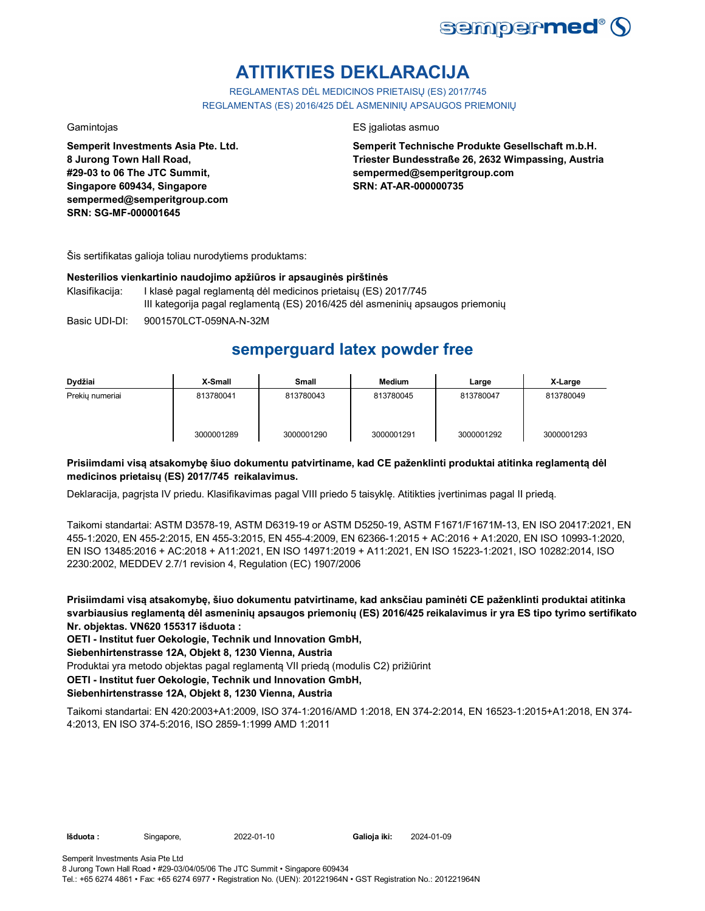# ATITIKTIES DEKLARACIJA

REGLAMENTAS DĖL MEDICINOS PRIETAISŲ (ES) 2017/745
REGLAMENTAS (ES) 2016/425 DĖL ASMENINIŲ APSAUGOS PRIEMONIŲ

Gamintojas

**Semperit Investments Asia Pte. Ltd.**
**8 Jurong Town Hall Road,**
**#29-03 to 06 The JTC Summit,**
**Singapore 609434, Singapore**
**sempermed@semperitgroup.com**
**SRN: SG-MF-000001645**

ES įgaliotas asmuo

**Semperit Technische Produkte Gesellschaft m.b.H.**
**Triester Bundesstraße 26, 2632 Wimpassing, Austria**
**sempermed@semperitgroup.com**
**SRN: AT-AR-000000735**

Šis sertifikatas galioja toliau nurodytiems produktams:

**Nesterilios vienkartinio naudojimo apžiūros ir apsauginės pirštinės**

Klasifikacija: I klasė pagal reglamentą dėl medicinos prietaisų (ES) 2017/745
III kategorija pagal reglamentą (ES) 2016/425 dėl asmeninių apsaugos priemonių

Basic UDI-DI: 9001570LCT-059NA-N-32M

## semperguard latex powder free

| Dydžiai | X-Small | Small | Medium | Large | X-Large |
|---|---|---|---|---|---|
| Prekių numeriai | 813780041 | 813780043 | 813780045 | 813780047 | 813780049 |
| | 3000001289 | 3000001290 | 3000001291 | 3000001292 | 3000001293 |

**Prisiimdami visą atsakomybę šiuo dokumentu patvirtiname, kad CE paženklinti produktai atitinka reglamentą dėl medicinos prietaisų (ES) 2017/745 reikalavimus.**

Deklaracija, pagrįsta IV priedu. Klasifikavimas pagal VIII priedo 5 taisyklę. Atitikties įvertinimas pagal II priedą.

Taikomi standartai: ASTM D3578-19, ASTM D6319-19 or ASTM D5250-19, ASTM F1671/F1671M-13, EN ISO 20417:2021, EN 455-1:2020, EN 455-2:2015, EN 455-3:2015, EN 455-4:2009, EN 62366-1:2015 + AC:2016 + A1:2020, EN ISO 10993-1:2020, EN ISO 13485:2016 + AC:2018 + A11:2021, EN ISO 14971:2019 + A11:2021, EN ISO 15223-1:2021, ISO 10282:2014, ISO 2230:2002, MEDDEV 2.7/1 revision 4, Regulation (EC) 1907/2006

**Prisiimdami visą atsakomybę, šiuo dokumentu patvirtiname, kad anksčiau paminėti CE paženklinti produktai atitinka svarbiausius reglamentą dėl asmeninių apsaugos priemonių (ES) 2016/425 reikalavimus ir yra ES tipo tyrimo sertifikato Nr. objektas. VN620 155317 išduota :**

**OETI - Institut fuer Oekologie, Technik und Innovation GmbH,**
**Siebenhirtenstrasse 12A, Objekt 8, 1230 Vienna, Austria**

Produktai yra metodo objektas pagal reglamentą VII priedą (modulis C2) prižiūrint

**OETI - Institut fuer Oekologie, Technik und Innovation GmbH,**
**Siebenhirtenstrasse 12A, Objekt 8, 1230 Vienna, Austria**

Taikomi standartai: EN 420:2003+A1:2009, ISO 374-1:2016/AMD 1:2018, EN 374-2:2014, EN 16523-1:2015+A1:2018, EN 374-4:2013, EN ISO 374-5:2016, ISO 2859-1:1999 AMD 1:2011

**Išduota :** Singapore, 2022-01-10 **Galioja iki:** 2024-01-09

Semperit Investments Asia Pte Ltd
8 Jurong Town Hall Road • #29-03/04/05/06 The JTC Summit • Singapore 609434
Tel.: +65 6274 4861 • Fax: +65 6274 6977 • Registration No. (UEN): 201221964N • GST Registration No.: 201221964N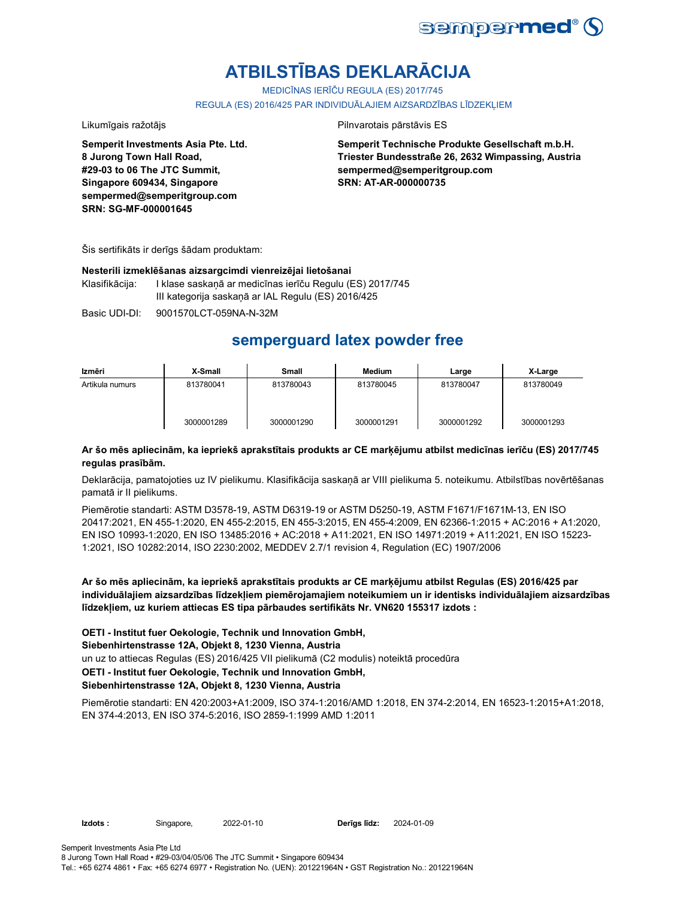# ATBILSTĪBAS DEKLARĀCIJA

MEDICĪNAS IERĪČU REGULA (ES) 2017/745

REGULA (ES) 2016/425 PAR INDIVIDUĀLAJIEM AIZSARDZĪBAS LĪDZEKĻIEM

Likumīgais ražotājs

**Semperit Investments Asia Pte. Ltd.**
**8 Jurong Town Hall Road,**
**#29-03 to 06 The JTC Summit,**
**Singapore 609434, Singapore**
**sempermed@semperitgroup.com**
**SRN: SG-MF-000001645**

Pilnvarotais pārstāvis ES

**Semperit Technische Produkte Gesellschaft m.b.H.**
**Triester Bundesstraße 26, 2632 Wimpassing, Austria**
**sempermed@semperitgroup.com**
**SRN: AT-AR-000000735**

Šis sertifikāts ir derīgs šādam produktam:

**Nesterili izmeklēšanas aizsargcimdi vienreizējai lietošanai**

Klasifikācija: I klase saskaņā ar medicīnas ierīču Regulu (ES) 2017/745
III kategorija saskaņā ar IAL Regulu (ES) 2016/425

Basic UDI-DI: 9001570LCT-059NA-N-32M

## semperguard latex powder free

| Izmēri | X-Small | Small | Medium | Large | X-Large |
|---|---|---|---|---|---|
| Artikula numurs | 813780041 | 813780043 | 813780045 | 813780047 | 813780049 |
| | 3000001289 | 3000001290 | 3000001291 | 3000001292 | 3000001293 |

**Ar šo mēs apliecinām, ka iepriekš aprakstītais produkts ar CE marķējumu atbilst medicīnas ierīču (ES) 2017/745 regulas prasībām.**

Deklarācija, pamatojoties uz IV pielikumu. Klasifikācija saskaņā ar VIII pielikuma 5. noteikumu. Atbilstības novērtēšanas pamatā ir II pielikums.

Piemērotie standarti: ASTM D3578-19, ASTM D6319-19 or ASTM D5250-19, ASTM F1671/F1671M-13, EN ISO 20417:2021, EN 455-1:2020, EN 455-2:2015, EN 455-3:2015, EN 455-4:2009, EN 62366-1:2015 + AC:2016 + A1:2020, EN ISO 10993-1:2020, EN ISO 13485:2016 + AC:2018 + A11:2021, EN ISO 14971:2019 + A11:2021, EN ISO 15223-1:2021, ISO 10282:2014, ISO 2230:2002, MEDDEV 2.7/1 revision 4, Regulation (EC) 1907/2006

**Ar šo mēs apliecinām, ka iepriekš aprakstītais produkts ar CE marķējumu atbilst Regulas (ES) 2016/425 par individuālajiem aizsardzības līdzekļiem piemērojamajiem noteikumiem un ir identisks individuālajiem aizsardzības līdzekļiem, uz kuriem attiecas ES tipa pārbaudes sertifikāts Nr. VN620 155317 izdots :**

**OETI - Institut fuer Oekologie, Technik und Innovation GmbH,**
**Siebenhirtenstrasse 12A, Objekt 8, 1230 Vienna, Austria**
un uz to attiecas Regulas (ES) 2016/425 VII pielikumā (C2 modulis) noteiktā procedūra
**OETI - Institut fuer Oekologie, Technik und Innovation GmbH,**
**Siebenhirtenstrasse 12A, Objekt 8, 1230 Vienna, Austria**

Piemērotie standarti: EN 420:2003+A1:2009, ISO 374-1:2016/AMD 1:2018, EN 374-2:2014, EN 16523-1:2015+A1:2018, EN 374-4:2013, EN ISO 374-5:2016, ISO 2859-1:1999 AMD 1:2011

**Izdots :** Singapore, 2022-01-10 **Derīgs līdz:** 2024-01-09

Semperit Investments Asia Pte Ltd
8 Jurong Town Hall Road • #29-03/04/05/06 The JTC Summit • Singapore 609434
Tel.: +65 6274 4861 • Fax: +65 6274 6977 • Registration No. (UEN): 201221964N • GST Registration No.: 201221964N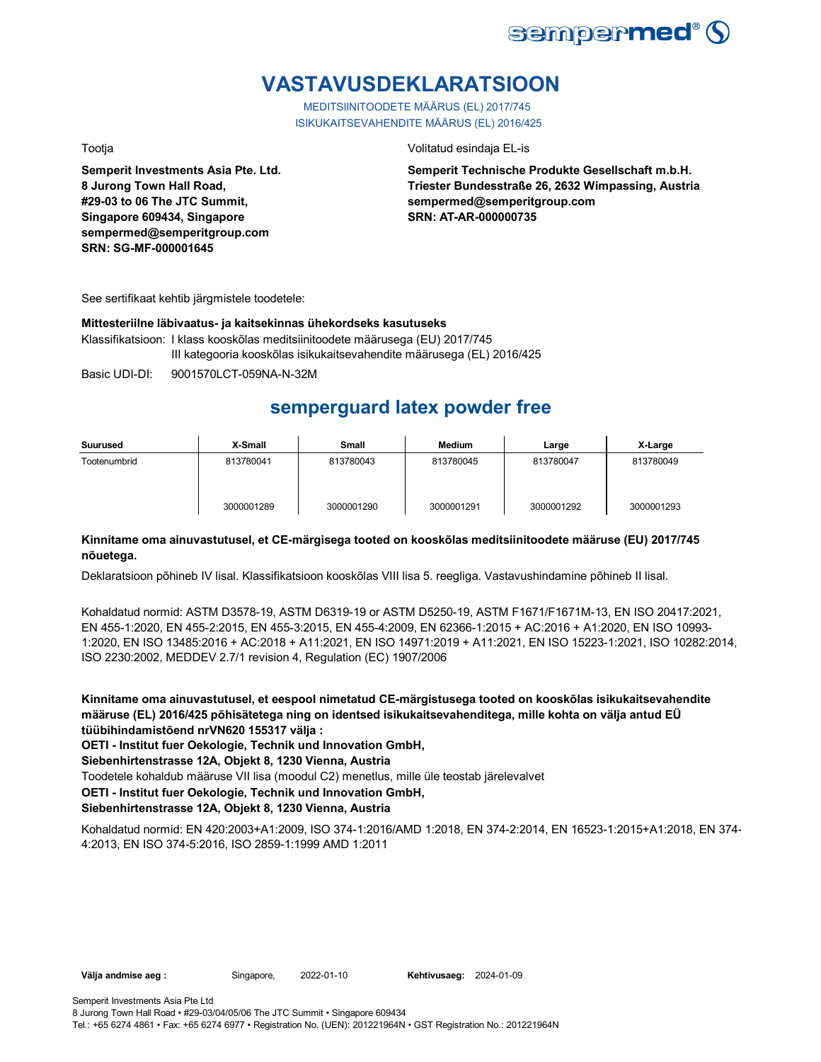# VASTAVUSDEKLARATSIOON

MEDITSIINITOODETE MÄÄRUS (EL) 2017/745
ISIKUKAITSEVAHENDITE MÄÄRUS (EL) 2016/425

Tootja

**Semperit Investments Asia Pte. Ltd.**
**8 Jurong Town Hall Road,**
**#29-03 to 06 The JTC Summit,**
**Singapore 609434, Singapore**
**sempermed@semperitgroup.com**
**SRN: SG-MF-000001645**

Volitatud esindaja EL-is

**Semperit Technische Produkte Gesellschaft m.b.H.**
**Triester Bundesstraße 26, 2632 Wimpassing, Austria**
**sempermed@semperitgroup.com**
**SRN: AT-AR-000000735**

See sertifikaat kehtib järgmistele toodetele:

**Mittesteriilne läbivaatus- ja kaitsekinnas ühekordseks kasutuseks**

Klassifikatsioon: I klass kooskõlas meditsiinitoodete määrusega (EU) 2017/745
III kategooria kooskõlas isikukaitsevahendite määrusega (EL) 2016/425

Basic UDI-DI: 9001570LCT-059NA-N-32M

## semperguard latex powder free

| Suurused | X-Small | Small | Medium | Large | X-Large |
|---|---|---|---|---|---|
| Tootenumbrid | 813780041<br>3000001289 | 813780043<br>3000001290 | 813780045<br>3000001291 | 813780047<br>3000001292 | 813780049<br>3000001293 |

**Kinnitame oma ainuvastutusel, et CE-märgisega tooted on kooskõlas meditsiinitoodete määruse (EU) 2017/745 nõuetega.**

Deklaratsioon põhineb IV lisal. Klassifikatsioon kooskõlas VIII lisa 5. reegliga. Vastavushindamine põhineb II lisal.

Kohaldatud normid: ASTM D3578-19, ASTM D6319-19 or ASTM D5250-19, ASTM F1671/F1671M-13, EN ISO 20417:2021, EN 455-1:2020, EN 455-2:2015, EN 455-3:2015, EN 455-4:2009, EN 62366-1:2015 + AC:2016 + A1:2020, EN ISO 10993-1:2020, EN ISO 13485:2016 + AC:2018 + A11:2021, EN ISO 14971:2019 + A11:2021, EN ISO 15223-1:2021, ISO 10282:2014, ISO 2230:2002, MEDDEV 2.7/1 revision 4, Regulation (EC) 1907/2006

**Kinnitame oma ainuvastutusel, et eespool nimetatud CE-märgistusega tooted on kooskõlas isikukaitsevahendite määruse (EL) 2016/425 põhisätetega ning on identsed isikukaitsevahenditega, mille kohta on välja antud EÜ tüübihindamistõend nrVN620 155317 välja :**
**OETI - Institut fuer Oekologie, Technik und Innovation GmbH,**
**Siebenhirtenstrasse 12A, Objekt 8, 1230 Vienna, Austria**
Toodetele kohaldub määruse VII lisa (moodul C2) menetlus, mille üle teostab järelevalvet
**OETI - Institut fuer Oekologie, Technik und Innovation GmbH,**
**Siebenhirtenstrasse 12A, Objekt 8, 1230 Vienna, Austria**

Kohaldatud normid: EN 420:2003+A1:2009, ISO 374-1:2016/AMD 1:2018, EN 374-2:2014, EN 16523-1:2015+A1:2018, EN 374-4:2013, EN ISO 374-5:2016, ISO 2859-1:1999 AMD 1:2011

**Välja andmise aeg :** Singapore, 2022-01-10 **Kehtivusaeg:** 2024-01-09

Semperit Investments Asia Pte Ltd
8 Jurong Town Hall Road • #29-03/04/05/06 The JTC Summit • Singapore 609434
Tel.: +65 6274 4861 • Fax: +65 6274 6977 • Registration No. (UEN): 201221964N • GST Registration No.: 201221964N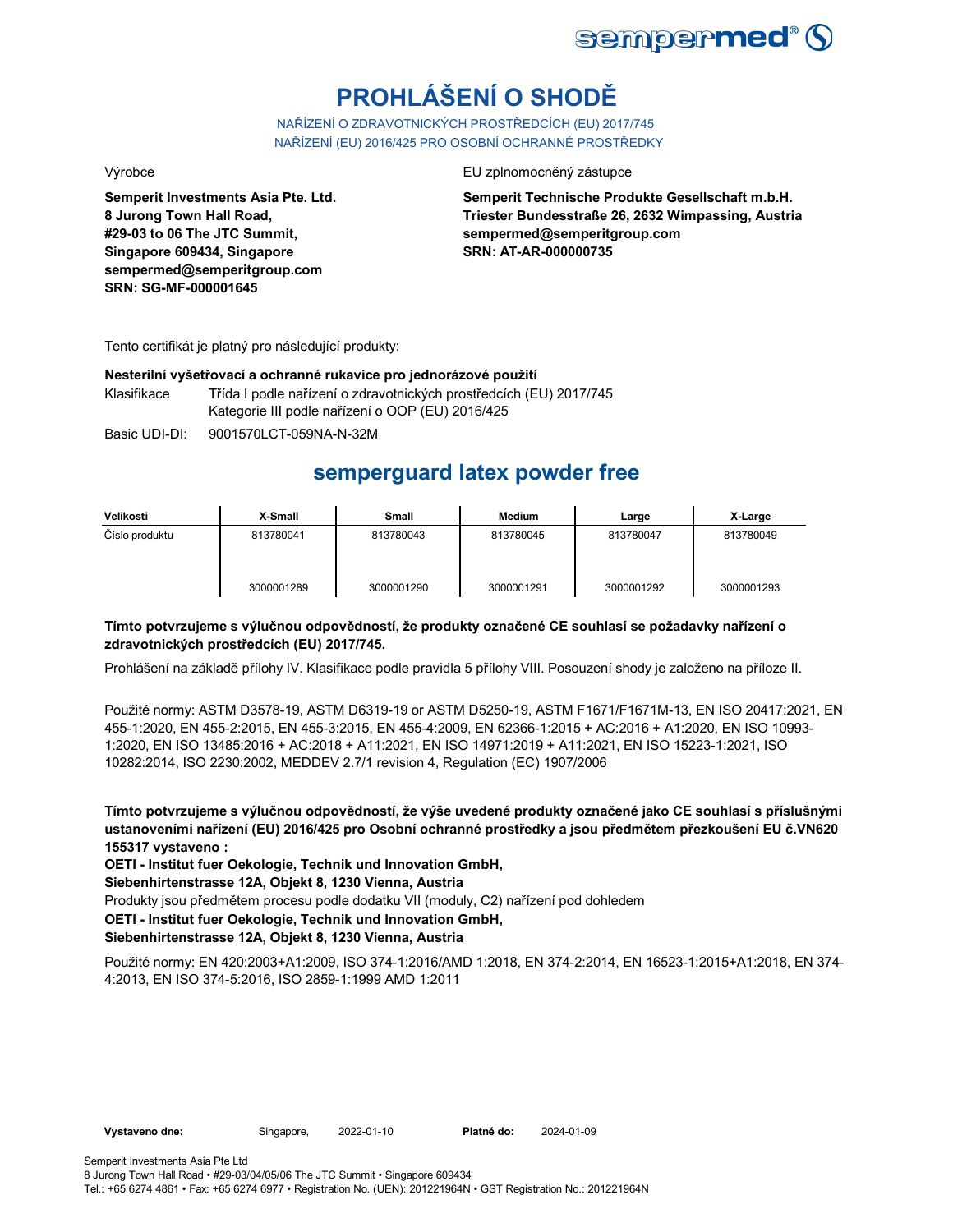# PROHLÁŠENÍ O SHODĚ

NAŘÍZENÍ O ZDRAVOTNICKÝCH PROSTŘEDCÍCH (EU) 2017/745
NAŘÍZENÍ (EU) 2016/425 PRO OSOBNÍ OCHRANNÉ PROSTŘEDKY

Výrobce

**Semperit Investments Asia Pte. Ltd.**
**8 Jurong Town Hall Road,**
**#29-03 to 06 The JTC Summit,**
**Singapore 609434, Singapore**
**sempermed@semperitgroup.com**
**SRN: SG-MF-000001645**

EU zplnomocněný zástupce

**Semperit Technische Produkte Gesellschaft m.b.H.**
**Triester Bundesstraße 26, 2632 Wimpassing, Austria**
**sempermed@semperitgroup.com**
**SRN: AT-AR-000000735**

Tento certifikát je platný pro následující produkty:

**Nesterilní vyšetřovací a ochranné rukavice pro jednorázové použití**

Klasifikace: Třída I podle nařízení o zdravotnických prostředcích (EU) 2017/745
Kategorie III podle nařízení o OOP (EU) 2016/425

Basic UDI-DI: 9001570LCT-059NA-N-32M

## semperguard latex powder free

| Velikosti | X-Small | Small | Medium | Large | X-Large |
|---|---|---|---|---|---|
| Číslo produktu | 813780041 | 813780043 | 813780045 | 813780047 | 813780049 |
| | 3000001289 | 3000001290 | 3000001291 | 3000001292 | 3000001293 |

**Tímto potvrzujeme s výlučnou odpovědností, že produkty označené CE souhlasí se požadavky nařízení o zdravotnických prostředcích (EU) 2017/745.**

Prohlášení na základě přílohy IV. Klasifikace podle pravidla 5 přílohy VIII. Posouzení shody je založeno na příloze II.

Použité normy: ASTM D3578-19, ASTM D6319-19 or ASTM D5250-19, ASTM F1671/F1671M-13, EN ISO 20417:2021, EN 455-1:2020, EN 455-2:2015, EN 455-3:2015, EN 455-4:2009, EN 62366-1:2015 + AC:2016 + A1:2020, EN ISO 10993-1:2020, EN ISO 13485:2016 + AC:2018 + A11:2021, EN ISO 14971:2019 + A11:2021, EN ISO 15223-1:2021, ISO 10282:2014, ISO 2230:2002, MEDDEV 2.7/1 revision 4, Regulation (EC) 1907/2006

**Tímto potvrzujeme s výlučnou odpovědností, že výše uvedené produkty označené jako CE souhlasí s příslušnými ustanoveními nařízení (EU) 2016/425 pro Osobní ochranné prostředky a jsou předmětem přezkoušení EU č.VN620 155317 vystaveno :**

**OETI - Institut fuer Oekologie, Technik und Innovation GmbH,**
**Siebenhirtenstrasse 12A, Objekt 8, 1230 Vienna, Austria**

Produkty jsou předmětem procesu podle dodatku VII (moduly, C2) nařízení pod dohledem

**OETI - Institut fuer Oekologie, Technik und Innovation GmbH,**
**Siebenhirtenstrasse 12A, Objekt 8, 1230 Vienna, Austria**

Použité normy: EN 420:2003+A1:2009, ISO 374-1:2016/AMD 1:2018, EN 374-2:2014, EN 16523-1:2015+A1:2018, EN 374-4:2013, EN ISO 374-5:2016, ISO 2859-1:1999 AMD 1:2011

**Vystaveno dne:** Singapore, 2022-01-10 **Platné do:** 2024-01-09

Semperit Investments Asia Pte Ltd
8 Jurong Town Hall Road • #29-03/04/05/06 The JTC Summit • Singapore 609434
Tel.: +65 6274 4861 • Fax: +65 6274 6977 • Registration No. (UEN): 201221964N • GST Registration No.: 201221964N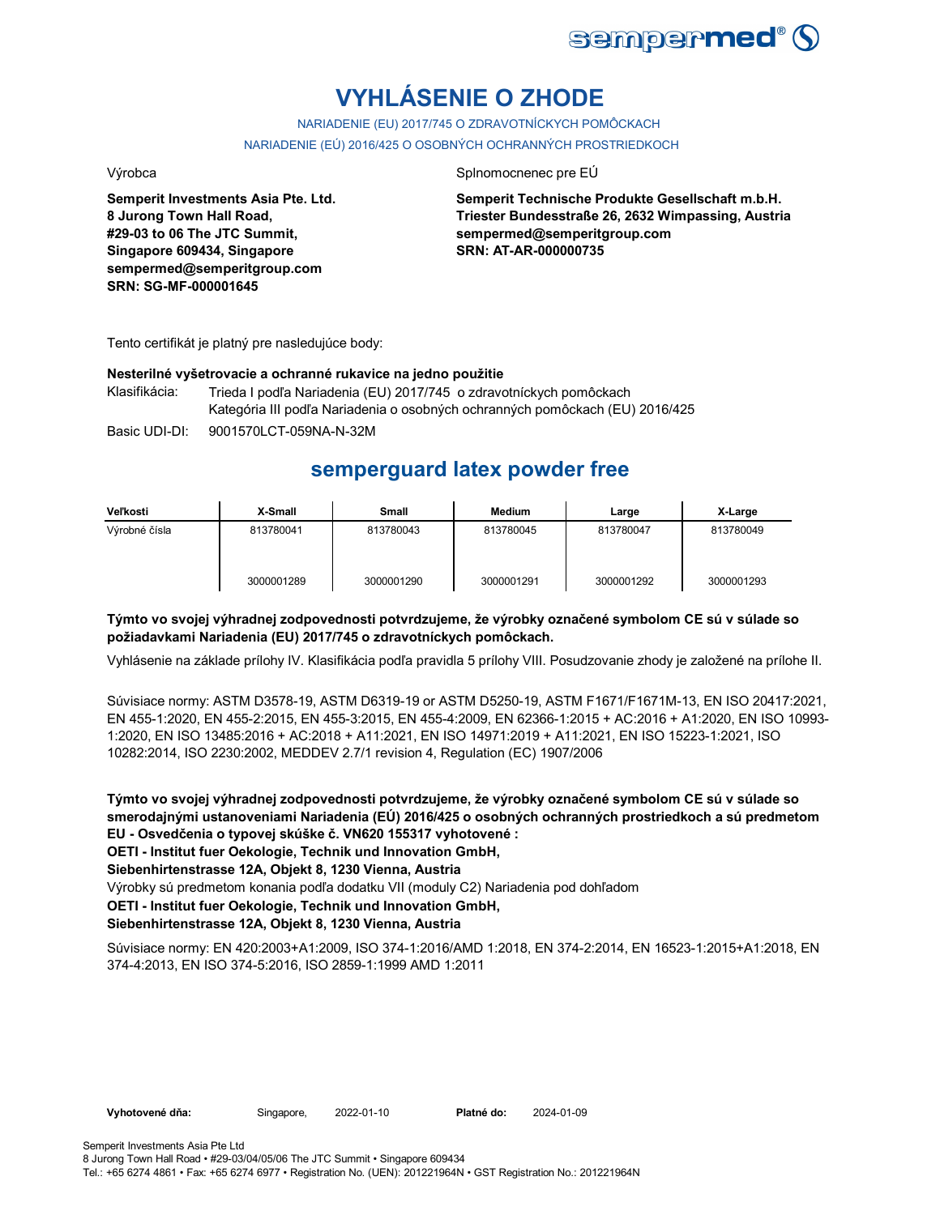sempermed®

# VYHLÁSENIE O ZHODE

NARIADENIE (EU) 2017/745 O ZDRAVOTNÍCKYCH POMÔCKACH

NARIADENIE (EÚ) 2016/425 O OSOBNÝCH OCHRANNÝCH PROSTRIEDKOCH

Výrobca

**Semperit Investments Asia Pte. Ltd.**
**8 Jurong Town Hall Road,**
**#29-03 to 06 The JTC Summit,**
**Singapore 609434, Singapore**
**sempermed@semperitgroup.com**
**SRN: SG-MF-000001645**

Splnomocnenec pre EÚ

**Semperit Technische Produkte Gesellschaft m.b.H.**
**Triester Bundesstraße 26, 2632 Wimpassing, Austria**
**sempermed@semperitgroup.com**
**SRN: AT-AR-000000735**

Tento certifikát je platný pre nasledujúce body:

**Nesterilné vyšetrovacie a ochranné rukavice na jedno použitie**

Klasifikácia: Trieda I podľa Nariadenia (EU) 2017/745 o zdravotníckych pomôckach
Kategória III podľa Nariadenia o osobných ochranných pomôckach (EU) 2016/425

Basic UDI-DI: 9001570LCT-059NA-N-32M

## semperguard latex powder free

| Veľkosti | X-Small | Small | Medium | Large | X-Large |
|---|---|---|---|---|---|
| Výrobné čísla | 813780041 | 813780043 | 813780045 | 813780047 | 813780049 |
| | 3000001289 | 3000001290 | 3000001291 | 3000001292 | 3000001293 |

**Týmto vo svojej výhradnej zodpovednosti potvrdzujeme, že výrobky označené symbolom CE sú v súlade so požiadavkami Nariadenia (EU) 2017/745 o zdravotníckych pomôckach.**

Vyhlásenie na základe prílohy IV. Klasifikácia podľa pravidla 5 prílohy VIII. Posudzovanie zhody je založené na prílohe II.

Súvisiace normy: ASTM D3578-19, ASTM D6319-19 or ASTM D5250-19, ASTM F1671/F1671M-13, EN ISO 20417:2021, EN 455-1:2020, EN 455-2:2015, EN 455-3:2015, EN 455-4:2009, EN 62366-1:2015 + AC:2016 + A1:2020, EN ISO 10993-1:2020, EN ISO 13485:2016 + AC:2018 + A11:2021, EN ISO 14971:2019 + A11:2021, EN ISO 15223-1:2021, ISO 10282:2014, ISO 2230:2002, MEDDEV 2.7/1 revision 4, Regulation (EC) 1907/2006

**Týmto vo svojej výhradnej zodpovednosti potvrdzujeme, že výrobky označené symbolom CE sú v súlade so smerodajnými ustanoveniami Nariadenia (EÚ) 2016/425 o osobných ochranných prostriedkoch a sú predmetom EU - Osvedčenia o typovej skúške č. VN620 155317 vyhotovené :**
**OETI - Institut fuer Oekologie, Technik und Innovation GmbH,**
**Siebenhirtenstrasse 12A, Objekt 8, 1230 Vienna, Austria**

Výrobky sú predmetom konania podľa dodatku VII (moduly C2) Nariadenia pod dohľadom
**OETI - Institut fuer Oekologie, Technik und Innovation GmbH,**
**Siebenhirtenstrasse 12A, Objekt 8, 1230 Vienna, Austria**

Súvisiace normy: EN 420:2003+A1:2009, ISO 374-1:2016/AMD 1:2018, EN 374-2:2014, EN 16523-1:2015+A1:2018, EN 374-4:2013, EN ISO 374-5:2016, ISO 2859-1:1999 AMD 1:2011

**Vyhotovené dňa:** Singapore, 2022-01-10 **Platné do:** 2024-01-09

Semperit Investments Asia Pte Ltd
8 Jurong Town Hall Road • #29-03/04/05/06 The JTC Summit • Singapore 609434
Tel.: +65 6274 4861 • Fax: +65 6274 6977 • Registration No. (UEN): 201221964N • GST Registration No.: 201221964N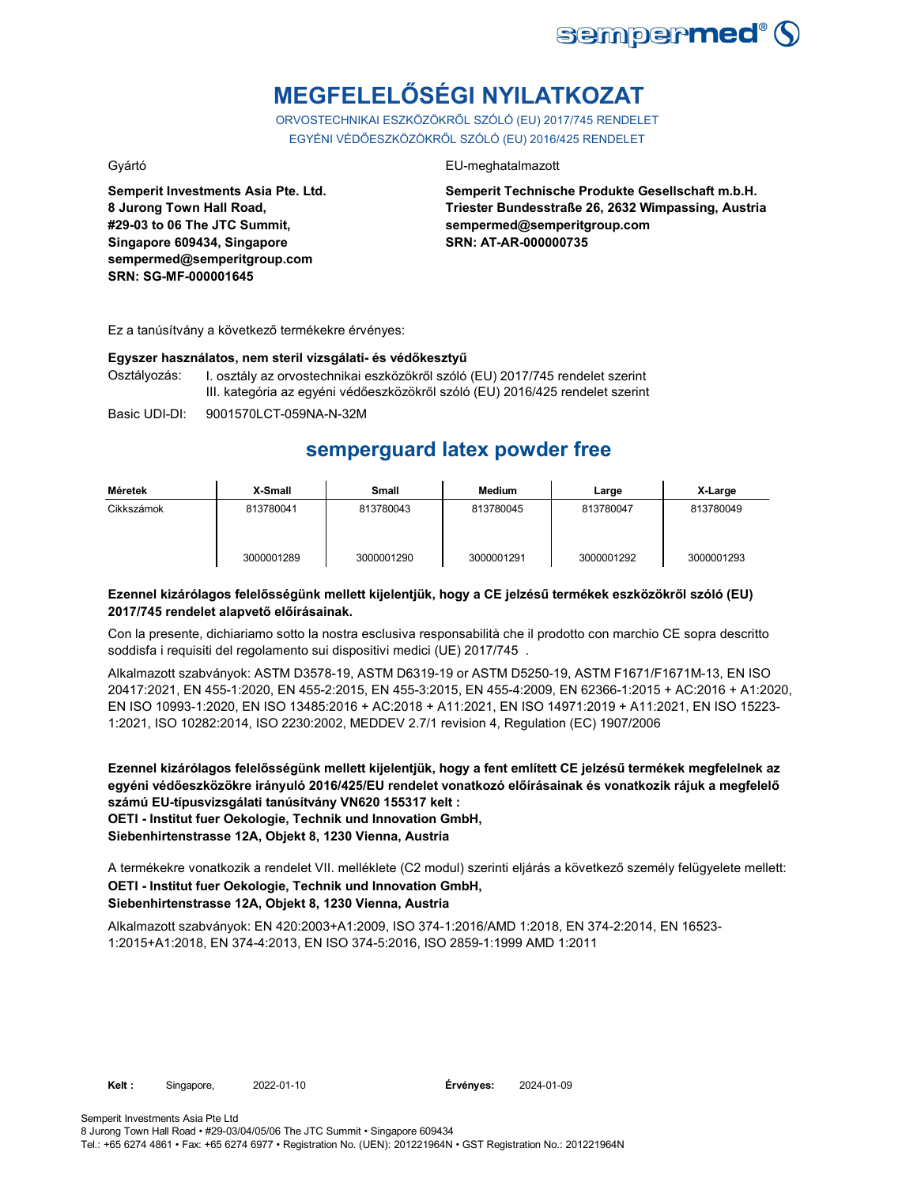# MEGFELELŐSÉGI NYILATKOZAT

ORVOSTECHNIKAI ESZKÖZÖKRŐL SZÓLÓ (EU) 2017/745 RENDELET
EGYÉNI VÉDŐESZKÖZÖKRŐL SZÓLÓ (EU) 2016/425 RENDELET

Gyártó

**Semperit Investments Asia Pte. Ltd.**
**8 Jurong Town Hall Road,**
**#29-03 to 06 The JTC Summit,**
**Singapore 609434, Singapore**
**sempermed@semperitgroup.com**
**SRN: SG-MF-000001645**

EU-meghatalmazott

**Semperit Technische Produkte Gesellschaft m.b.H.**
**Triester Bundesstraße 26, 2632 Wimpassing, Austria**
**sempermed@semperitgroup.com**
**SRN: AT-AR-000000735**

Ez a tanúsítvány a következő termékekre érvényes:

**Egyszer használatos, nem steril vizsgálati- és védőkesztyű**

Osztályozás: I. osztály az orvostechnikai eszközökről szóló (EU) 2017/745 rendelet szerint
III. kategória az egyéni védőeszközökről szóló (EU) 2016/425 rendelet szerint

Basic UDI-DI: 9001570LCT-059NA-N-32M

## semperguard latex powder free

| Méretek | X-Small | Small | Medium | Large | X-Large |
|---|---|---|---|---|---|
| Cikkszámok | 813780041<br>3000001289 | 813780043<br>3000001290 | 813780045<br>3000001291 | 813780047<br>3000001292 | 813780049<br>3000001293 |

**Ezennel kizárólagos felelősségünk mellett kijelentjük, hogy a CE jelzésű termékek eszközökről szóló (EU) 2017/745 rendelet alapvető előírásainak.**

Con la presente, dichiariamo sotto la nostra esclusiva responsabilità che il prodotto con marchio CE sopra descritto soddisfa i requisiti del regolamento sui dispositivi medici (UE) 2017/745 .

Alkalmazott szabványok: ASTM D3578-19, ASTM D6319-19 or ASTM D5250-19, ASTM F1671/F1671M-13, EN ISO 20417:2021, EN 455-1:2020, EN 455-2:2015, EN 455-3:2015, EN 455-4:2009, EN 62366-1:2015 + AC:2016 + A1:2020, EN ISO 10993-1:2020, EN ISO 13485:2016 + AC:2018 + A11:2021, EN ISO 14971:2019 + A11:2021, EN ISO 15223-1:2021, ISO 10282:2014, ISO 2230:2002, MEDDEV 2.7/1 revision 4, Regulation (EC) 1907/2006

**Ezennel kizárólagos felelősségünk mellett kijelentjük, hogy a fent említett CE jelzésű termékek megfelelnek az egyéni védőeszközökre irányuló 2016/425/EU rendelet vonatkozó előírásainak és vonatkozik rájuk a megfelelő számú EU-típusvizsgálati tanúsítvány VN620 155317 kelt :**
**OETI - Institut fuer Oekologie, Technik und Innovation GmbH,**
**Siebenhirtenstrasse 12A, Objekt 8, 1230 Vienna, Austria**

A termékekre vonatkozik a rendelet VII. melléklete (C2 modul) szerinti eljárás a következő személy felügyelete mellett:
**OETI - Institut fuer Oekologie, Technik und Innovation GmbH,**
**Siebenhirtenstrasse 12A, Objekt 8, 1230 Vienna, Austria**

Alkalmazott szabványok: EN 420:2003+A1:2009, ISO 374-1:2016/AMD 1:2018, EN 374-2:2014, EN 16523-1:2015+A1:2018, EN 374-4:2013, EN ISO 374-5:2016, ISO 2859-1:1999 AMD 1:2011

**Kelt :** Singapore, 2022-01-10 **Érvényes:** 2024-01-09

Semperit Investments Asia Pte Ltd
8 Jurong Town Hall Road • #29-03/04/05/06 The JTC Summit • Singapore 609434
Tel.: +65 6274 4861 • Fax: +65 6274 6977 • Registration No. (UEN): 201221964N • GST Registration No.: 201221964N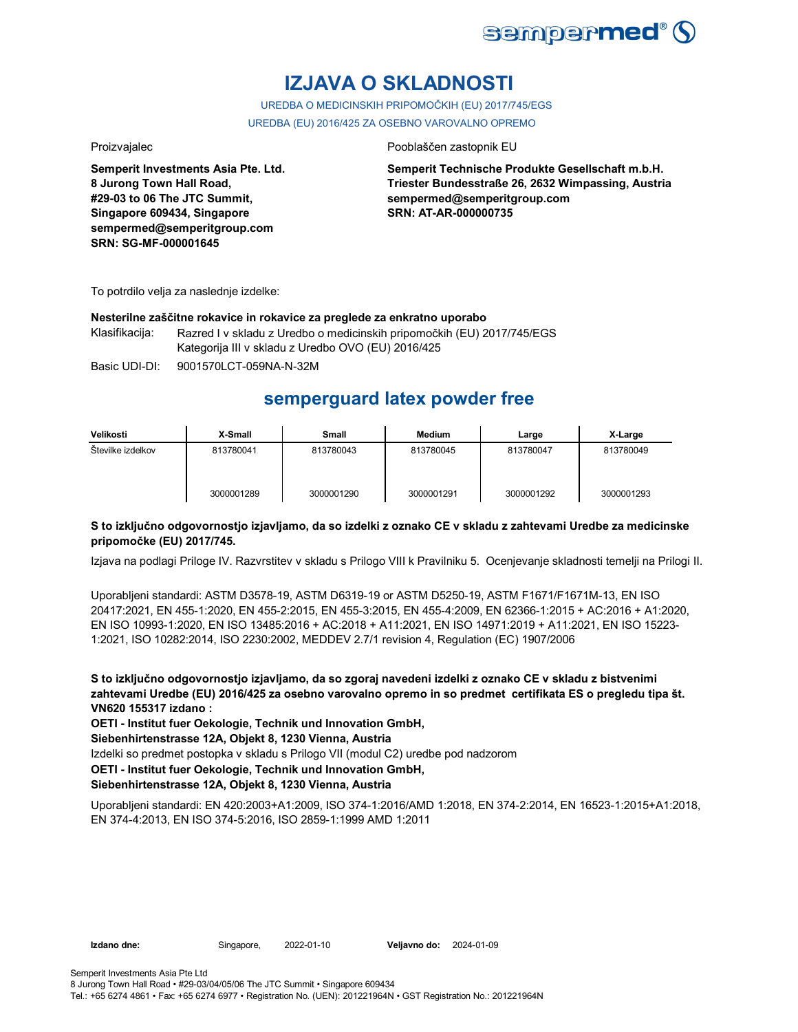# IZJAVA O SKLADNOSTI

UREDBA O MEDICINSKIH PRIPOMOČKIH (EU) 2017/745/EGS

UREDBA (EU) 2016/425 ZA OSEBNO VAROVALNO OPREMO

Proizvajalec

**Semperit Investments Asia Pte. Ltd.**
**8 Jurong Town Hall Road,**
**#29-03 to 06 The JTC Summit,**
**Singapore 609434, Singapore**
**sempermed@semperitgroup.com**
**SRN: SG-MF-000001645**

Pooblaščen zastopnik EU

**Semperit Technische Produkte Gesellschaft m.b.H.**
**Triester Bundesstraße 26, 2632 Wimpassing, Austria**
**sempermed@semperitgroup.com**
**SRN: AT-AR-000000735**

To potrdilo velja za naslednje izdelke:

**Nesterilne zaščitne rokavice in rokavice za preglede za enkratno uporabo**

Klasifikacija: Razred I v skladu z Uredbo o medicinskih pripomočkih (EU) 2017/745/EGS
Kategorija III v skladu z Uredbo OVO (EU) 2016/425

Basic UDI-DI: 9001570LCT-059NA-N-32M

## semperguard latex powder free

| Velikosti | X-Small | Small | Medium | Large | X-Large |
|---|---|---|---|---|---|
| Številke izdelkov | 813780041 | 813780043 | 813780045 | 813780047 | 813780049 |
| | 3000001289 | 3000001290 | 3000001291 | 3000001292 | 3000001293 |

**S to izključno odgovornostjo izjavljamo, da so izdelki z oznako CE v skladu z zahtevami Uredbe za medicinske pripomočke (EU) 2017/745.**

Izjava na podlagi Priloge IV. Razvrstitev v skladu s Prilogo VIII k Pravilniku 5. Ocenjevanje skladnosti temelji na Prilogi II.

Uporabljeni standardi: ASTM D3578-19, ASTM D6319-19 or ASTM D5250-19, ASTM F1671/F1671M-13, EN ISO 20417:2021, EN 455-1:2020, EN 455-2:2015, EN 455-3:2015, EN 455-4:2009, EN 62366-1:2015 + AC:2016 + A1:2020, EN ISO 10993-1:2020, EN ISO 13485:2016 + AC:2018 + A11:2021, EN ISO 14971:2019 + A11:2021, EN ISO 15223-1:2021, ISO 10282:2014, ISO 2230:2002, MEDDEV 2.7/1 revision 4, Regulation (EC) 1907/2006

**S to izključno odgovornostjo izjavljamo, da so zgoraj navedeni izdelki z oznako CE v skladu z bistvenimi zahtevami Uredbe (EU) 2016/425 za osebno varovalno opremo in so predmet certifikata ES o pregledu tipa št. VN620 155317 izdano :**

**OETI - Institut fuer Oekologie, Technik und Innovation GmbH,**

**Siebenhirtenstrasse 12A, Objekt 8, 1230 Vienna, Austria**

Izdelki so predmet postopka v skladu s Prilogo VII (modul C2) uredbe pod nadzorom

**OETI - Institut fuer Oekologie, Technik und Innovation GmbH,**

**Siebenhirtenstrasse 12A, Objekt 8, 1230 Vienna, Austria**

Uporabljeni standardi: EN 420:2003+A1:2009, ISO 374-1:2016/AMD 1:2018, EN 374-2:2014, EN 16523-1:2015+A1:2018, EN 374-4:2013, EN ISO 374-5:2016, ISO 2859-1:1999 AMD 1:2011

**Izdano dne:** Singapore, 2022-01-10 **Veljavno do:** 2024-01-09

Semperit Investments Asia Pte Ltd
8 Jurong Town Hall Road • #29-03/04/05/06 The JTC Summit • Singapore 609434
Tel.: +65 6274 4861 • Fax: +65 6274 6977 • Registration No. (UEN): 201221964N • GST Registration No.: 201221964N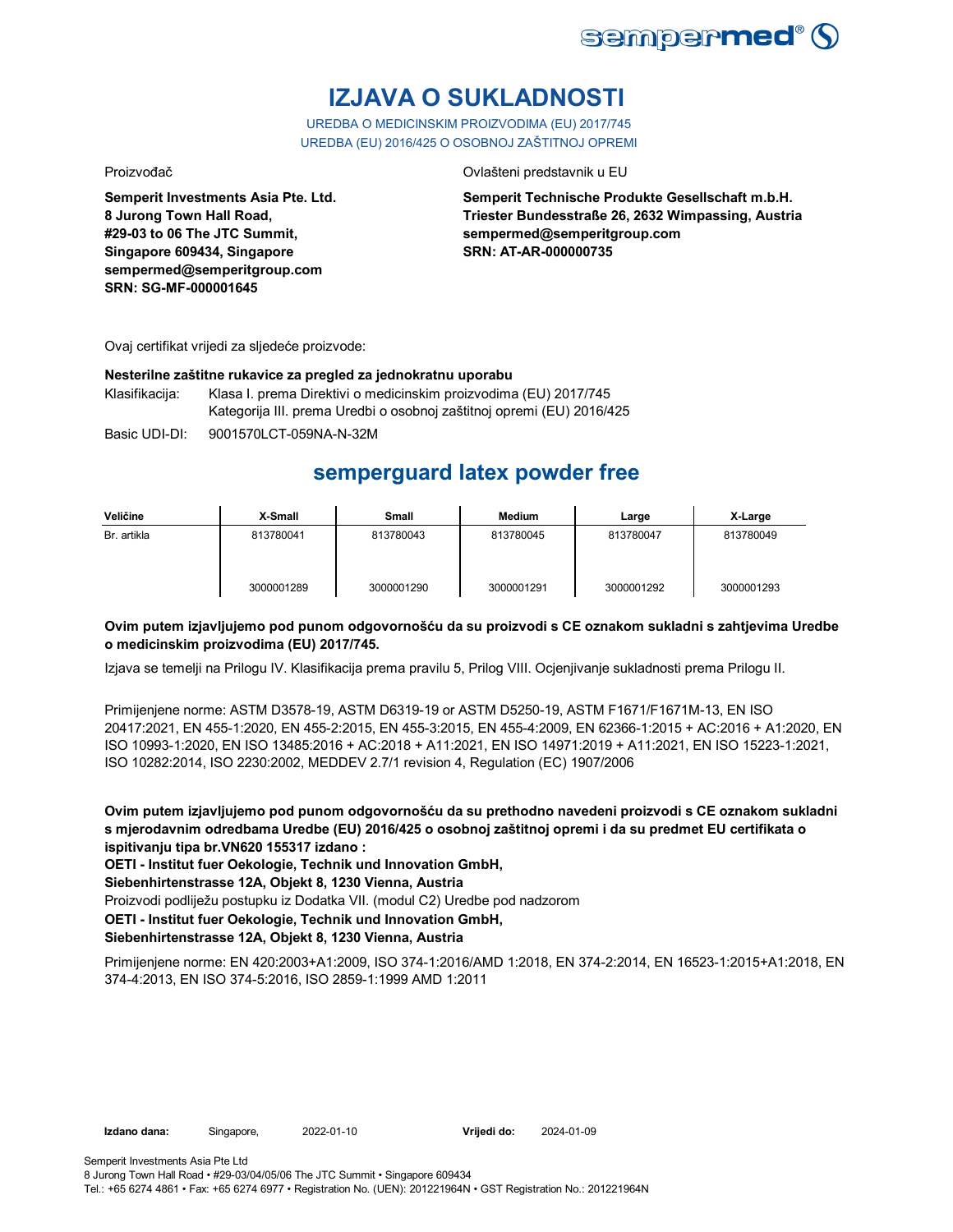# IZJAVA O SUKLADNOSTI

UREDBA O MEDICINSKIM PROIZVODIMA (EU) 2017/745
UREDBA (EU) 2016/425 O OSOBNOJ ZAŠTITNOJ OPREMI

Proizvođač

**Semperit Investments Asia Pte. Ltd.**
**8 Jurong Town Hall Road,**
**#29-03 to 06 The JTC Summit,**
**Singapore 609434, Singapore**
**sempermed@semperitgroup.com**
**SRN: SG-MF-000001645**

Ovlašteni predstavnik u EU

**Semperit Technische Produkte Gesellschaft m.b.H.**
**Triester Bundesstraße 26, 2632 Wimpassing, Austria**
**sempermed@semperitgroup.com**
**SRN: AT-AR-000000735**

Ovaj certifikat vrijedi za sljedeće proizvode:

**Nesterilne zaštitne rukavice za pregled za jednokratnu uporabu**

Klasifikacija: Klasa I. prema Direktivi o medicinskim proizvodima (EU) 2017/745
Kategorija III. prema Uredbi o osobnoj zaštitnoj opremi (EU) 2016/425

Basic UDI-DI: 9001570LCT-059NA-N-32M

## semperguard latex powder free

| Veličine | X-Small | Small | Medium | Large | X-Large |
|---|---|---|---|---|---|
| Br. artikla | 813780041 | 813780043 | 813780045 | 813780047 | 813780049 |
| | 3000001289 | 3000001290 | 3000001291 | 3000001292 | 3000001293 |

**Ovim putem izjavljujemo pod punom odgovornošću da su proizvodi s CE oznakom sukladni s zahtjevima Uredbe o medicinskim proizvodima (EU) 2017/745.**

Izjava se temelji na Prilogu IV. Klasifikacija prema pravilu 5, Prilog VIII. Ocjenjivanje sukladnosti prema Prilogu II.

Primijenjene norme: ASTM D3578-19, ASTM D6319-19 or ASTM D5250-19, ASTM F1671/F1671M-13, EN ISO 20417:2021, EN 455-1:2020, EN 455-2:2015, EN 455-3:2015, EN 455-4:2009, EN 62366-1:2015 + AC:2016 + A1:2020, EN ISO 10993-1:2020, EN ISO 13485:2016 + AC:2018 + A11:2021, EN ISO 14971:2019 + A11:2021, EN ISO 15223-1:2021, ISO 10282:2014, ISO 2230:2002, MEDDEV 2.7/1 revision 4, Regulation (EC) 1907/2006

**Ovim putem izjavljujemo pod punom odgovornošću da su prethodno navedeni proizvodi s CE oznakom sukladni s mjerodavnim odredbama Uredbe (EU) 2016/425 o osobnoj zaštitnoj opremi i da su predmet EU certifikata o ispitivanju tipa br.VN620 155317 izdano :**

**OETI - Institut fuer Oekologie, Technik und Innovation GmbH,**
**Siebenhirtenstrasse 12A, Objekt 8, 1230 Vienna, Austria**

Proizvodi podliježu postupku iz Dodatka VII. (modul C2) Uredbe pod nadzorom

**OETI - Institut fuer Oekologie, Technik und Innovation GmbH,**
**Siebenhirtenstrasse 12A, Objekt 8, 1230 Vienna, Austria**

Primijenjene norme: EN 420:2003+A1:2009, ISO 374-1:2016/AMD 1:2018, EN 374-2:2014, EN 16523-1:2015+A1:2018, EN 374-4:2013, EN ISO 374-5:2016, ISO 2859-1:1999 AMD 1:2011

**Izdano dana:** Singapore, 2022-01-10 **Vrijedi do:** 2024-01-09

Semperit Investments Asia Pte Ltd
8 Jurong Town Hall Road • #29-03/04/05/06 The JTC Summit • Singapore 609434
Tel.: +65 6274 4861 • Fax: +65 6274 6977 • Registration No. (UEN): 201221964N • GST Registration No.: 201221964N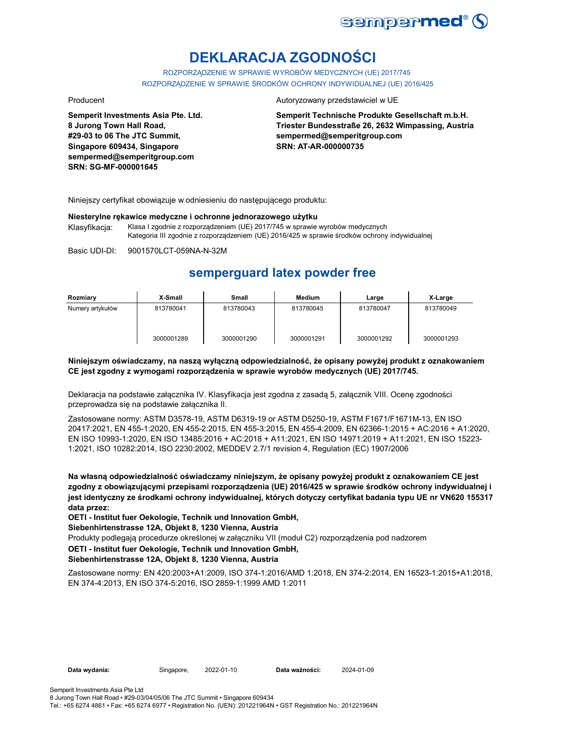# DEKLARACJA ZGODNOŚCI

ROZPORZĄDZENIE W SPRAWIE WYROBÓW MEDYCZNYCH (UE) 2017/745
ROZPORZĄDZENIE W SPRAWIE ŚRODKÓW OCHRONY INDYWIDUALNEJ (UE) 2016/425

Producent

**Semperit Investments Asia Pte. Ltd.**
**8 Jurong Town Hall Road,**
**#29-03 to 06 The JTC Summit,**
**Singapore 609434, Singapore**
**sempermed@semperitgroup.com**
**SRN: SG-MF-000001645**

Autoryzowany przedstawiciel w UE

**Semperit Technische Produkte Gesellschaft m.b.H.**
**Triester Bundesstraße 26, 2632 Wimpassing, Austria**
**sempermed@semperitgroup.com**
**SRN: AT-AR-000000735**

Niniejszy certyfikat obowiązuje w odniesieniu do następującego produktu:

**Niesterylne rękawice medyczne i ochronne jednorazowego użytku**

Klasyfikacja: Klasa I zgodnie z rozporządzeniem (UE) 2017/745 w sprawie wyrobów medycznych
Kategoria III zgodnie z rozporządzeniem (UE) 2016/425 w sprawie środków ochrony indywidualnej

Basic UDI-DI: 9001570LCT-059NA-N-32M

## semperguard latex powder free

| Rozmiary | X-Small | Small | Medium | Large | X-Large |
|---|---|---|---|---|---|
| Numery artykułów | 813780041<br><br>3000001289 | 813780043<br><br>3000001290 | 813780045<br><br>3000001291 | 813780047<br><br>3000001292 | 813780049<br><br>3000001293 |

**Niniejszym oświadczamy, na naszą wyłączną odpowiedzialność, że opisany powyżej produkt z oznakowaniem CE jest zgodny z wymogami rozporządzenia w sprawie wyrobów medycznych (UE) 2017/745.**

Deklaracja na podstawie załącznika IV. Klasyfikacja jest zgodna z zasadą 5, załącznik VIII. Ocenę zgodności przeprowadza się na podstawie załącznika II.

Zastosowane normy: ASTM D3578-19, ASTM D6319-19 or ASTM D5250-19, ASTM F1671/F1671M-13, EN ISO 20417:2021, EN 455-1:2020, EN 455-2:2015, EN 455-3:2015, EN 455-4:2009, EN 62366-1:2015 + AC:2016 + A1:2020, EN ISO 10993-1:2020, EN ISO 13485:2016 + AC:2018 + A11:2021, EN ISO 14971:2019 + A11:2021, EN ISO 15223-1:2021, ISO 10282:2014, ISO 2230:2002, MEDDEV 2.7/1 revision 4, Regulation (EC) 1907/2006

**Na własną odpowiedzialność oświadczamy niniejszym, że opisany powyżej produkt z oznakowaniem CE jest zgodny z obowiązującymi przepisami rozporządzenia (UE) 2016/425 w sprawie środków ochrony indywidualnej i jest identyczny ze środkami ochrony indywidualnej, których dotyczy certyfikat badania typu UE nr VN620 155317 data przez:**

**OETI - Institut fuer Oekologie, Technik und Innovation GmbH,**
**Siebenhirtenstrasse 12A, Objekt 8, 1230 Vienna, Austria**

Produkty podlegają procedurze określonej w załączniku VII (moduł C2) rozporządzenia pod nadzorem

**OETI - Institut fuer Oekologie, Technik und Innovation GmbH,**
**Siebenhirtenstrasse 12A, Objekt 8, 1230 Vienna, Austria**

Zastosowane normy: EN 420:2003+A1:2009, ISO 374-1:2016/AMD 1:2018, EN 374-2:2014, EN 16523-1:2015+A1:2018, EN 374-4:2013, EN ISO 374-5:2016, ISO 2859-1:1999 AMD 1:2011

**Data wydania:** Singapore, 2022-01-10 **Data ważności:** 2024-01-09

Semperit Investments Asia Pte Ltd
8 Jurong Town Hall Road • #29-03/04/05/06 The JTC Summit • Singapore 609434
Tel.: +65 6274 4861 • Fax: +65 6274 6977 • Registration No. (UEN): 201221964N • GST Registration No.: 201221964N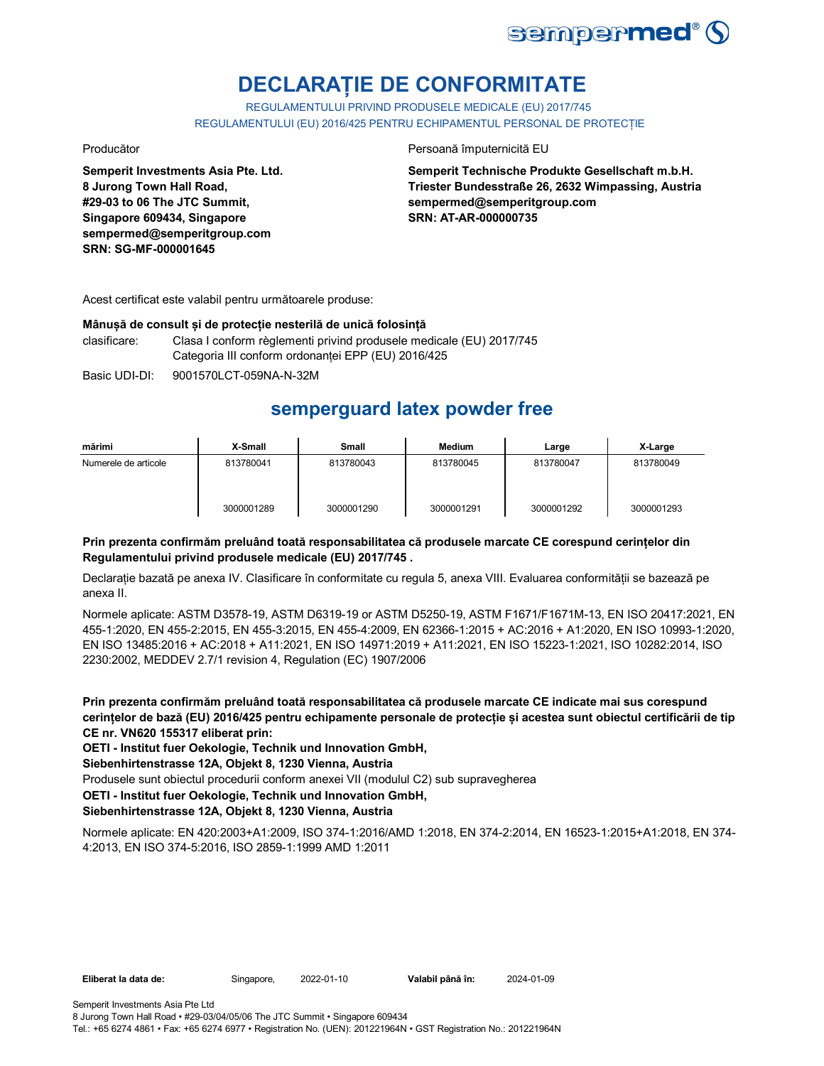# DECLARAȚIE DE CONFORMITATE

REGULAMENTULUI PRIVIND PRODUSELE MEDICALE (EU) 2017/745
REGULAMENTULUI (EU) 2016/425 PENTRU ECHIPAMENTUL PERSONAL DE PROTECȚIE

Producător

**Semperit Investments Asia Pte. Ltd.**
**8 Jurong Town Hall Road,**
**#29-03 to 06 The JTC Summit,**
**Singapore 609434, Singapore**
**sempermed@semperitgroup.com**
**SRN: SG-MF-000001645**

Persoană împuternicită EU

**Semperit Technische Produkte Gesellschaft m.b.H.**
**Triester Bundesstraße 26, 2632 Wimpassing, Austria**
**sempermed@semperitgroup.com**
**SRN: AT-AR-000000735**

Acest certificat este valabil pentru următoarele produse:

**Mânușă de consult și de protecție nesterilă de unică folosință**

clasificare: Clasa I conform règlementi privind produsele medicale (EU) 2017/745
Categoria III conform ordonanței EPP (EU) 2016/425

Basic UDI-DI: 9001570LCT-059NA-N-32M

## semperguard latex powder free

| mărimi | X-Small | Small | Medium | Large | X-Large |
|---|---|---|---|---|---|
| Numerele de articole | 813780041<br>3000001289 | 813780043<br>3000001290 | 813780045<br>3000001291 | 813780047<br>3000001292 | 813780049<br>3000001293 |

**Prin prezenta confirmăm preluând toată responsabilitatea că produsele marcate CE corespund cerințelor din Regulamentului privind produsele medicale (EU) 2017/745 .**

Declarație bazată pe anexa IV. Clasificare în conformitate cu regula 5, anexa VIII. Evaluarea conformității se bazează pe anexa II.

Normele aplicate: ASTM D3578-19, ASTM D6319-19 or ASTM D5250-19, ASTM F1671/F1671M-13, EN ISO 20417:2021, EN 455-1:2020, EN 455-2:2015, EN 455-3:2015, EN 455-4:2009, EN 62366-1:2015 + AC:2016 + A1:2020, EN ISO 10993-1:2020, EN ISO 13485:2016 + AC:2018 + A11:2021, EN ISO 14971:2019 + A11:2021, EN ISO 15223-1:2021, ISO 10282:2014, ISO 2230:2002, MEDDEV 2.7/1 revision 4, Regulation (EC) 1907/2006

**Prin prezenta confirmăm preluând toată responsabilitatea că produsele marcate CE indicate mai sus corespund cerințelor de bază (EU) 2016/425 pentru echipamente personale de protecție și acestea sunt obiectul certificării de tip CE nr. VN620 155317 eliberat prin:**

**OETI - Institut fuer Oekologie, Technik und Innovation GmbH,**
**Siebenhirtenstrasse 12A, Objekt 8, 1230 Vienna, Austria**

Produsele sunt obiectul procedurii conform anexei VII (modulul C2) sub supravegherea

**OETI - Institut fuer Oekologie, Technik und Innovation GmbH,**
**Siebenhirtenstrasse 12A, Objekt 8, 1230 Vienna, Austria**

Normele aplicate: EN 420:2003+A1:2009, ISO 374-1:2016/AMD 1:2018, EN 374-2:2014, EN 16523-1:2015+A1:2018, EN 374-4:2013, EN ISO 374-5:2016, ISO 2859-1:1999 AMD 1:2011

**Eliberat la data de:** Singapore, 2022-01-10 **Valabil până în:** 2024-01-09

Semperit Investments Asia Pte Ltd
8 Jurong Town Hall Road • #29-03/04/05/06 The JTC Summit • Singapore 609434
Tel.: +65 6274 4861 • Fax: +65 6274 6977 • Registration No. (UEN): 201221964N • GST Registration No.: 201221964N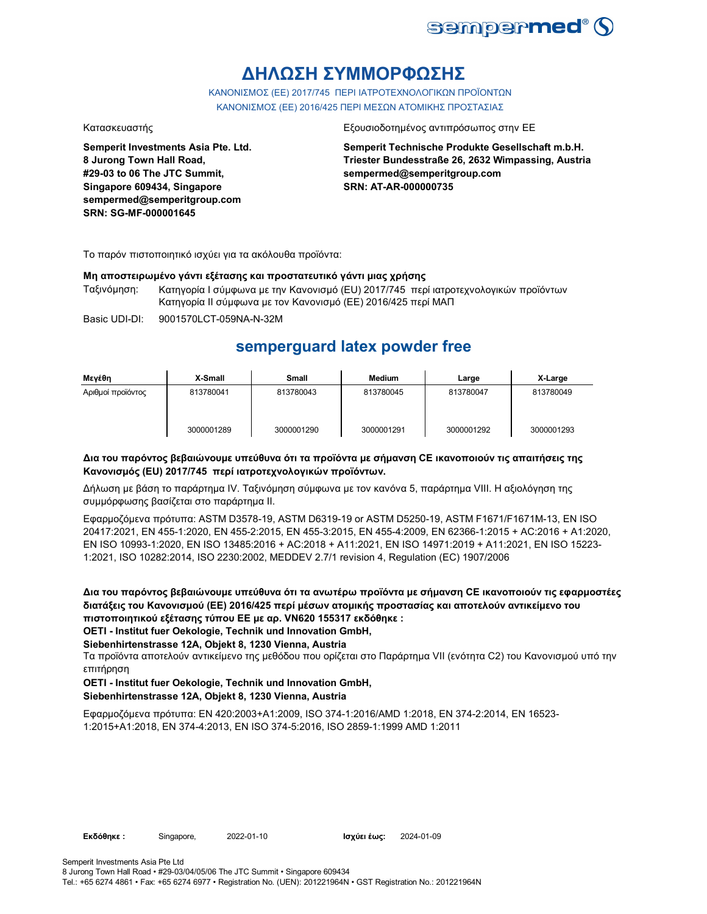# ΔΗΛΩΣΗ ΣΥΜΜΟΡΦΩΣΗΣ

ΚΑΝΟΝΙΣΜΟΣ (ΕΕ) 2017/745 ΠΕΡΙ ΙΑΤΡΟΤΕΧΝΟΛΟΓΙΚΩΝ ΠΡΟΪΟΝΤΩΝ
ΚΑΝΟΝΙΣΜΟΣ (ΕΕ) 2016/425 ΠΕΡΙ ΜΕΣΩΝ ΑΤΟΜΙΚΗΣ ΠΡΟΣΤΑΣΙΑΣ

Κατασκευαστής

**Semperit Investments Asia Pte. Ltd.**
**8 Jurong Town Hall Road,**
**#29-03 to 06 The JTC Summit,**
**Singapore 609434, Singapore**
**sempermed@semperitgroup.com**
**SRN: SG-MF-000001645**

Εξουσιοδοτημένος αντιπρόσωπος στην ΕΕ

**Semperit Technische Produkte Gesellschaft m.b.H.**
**Triester Bundesstraße 26, 2632 Wimpassing, Austria**
**sempermed@semperitgroup.com**
**SRN: AT-AR-000000735**

Το παρόν πιστοποιητικό ισχύει για τα ακόλουθα προϊόντα:

**Μη αποστειρωμένο γάντι εξέτασης και προστατευτικό γάντι μιας χρήσης**

Ταξινόμηση: Κατηγορία I σύμφωνα με την Κανονισμό (EU) 2017/745 περί ιατροτεχνολογικών προϊόντων
Κατηγορία II σύμφωνα με τον Κανονισμό (ΕΕ) 2016/425 περί ΜΑΠ

Basic UDI-DI: 9001570LCT-059NA-N-32M

## semperguard latex powder free

| Μεγέθη | X-Small | Small | Medium | Large | X-Large |
|---|---|---|---|---|---|
| Αριθμοί προϊόντος | 813780041 | 813780043 | 813780045 | 813780047 | 813780049 |
| | 3000001289 | 3000001290 | 3000001291 | 3000001292 | 3000001293 |

**Δια του παρόντος βεβαιώνουμε υπεύθυνα ότι τα προϊόντα με σήμανση CE ικανοποιούν τις απαιτήσεις της Κανονισμός (EU) 2017/745 περί ιατροτεχνολογικών προϊόντων.**

Δήλωση με βάση το παράρτημα IV. Ταξινόμηση σύμφωνα με τον κανόνα 5, παράρτημα VIII. Η αξιολόγηση της συμμόρφωσης βασίζεται στο παράρτημα II.

Εφαρμοζόμενα πρότυπα: ASTM D3578-19, ASTM D6319-19 or ASTM D5250-19, ASTM F1671/F1671M-13, EN ISO 20417:2021, EN 455-1:2020, EN 455-2:2015, EN 455-3:2015, EN 455-4:2009, EN 62366-1:2015 + AC:2016 + A1:2020, EN ISO 10993-1:2020, EN ISO 13485:2016 + AC:2018 + A11:2021, EN ISO 14971:2019 + A11:2021, EN ISO 15223-1:2021, ISO 10282:2014, ISO 2230:2002, MEDDEV 2.7/1 revision 4, Regulation (EC) 1907/2006

**Δια του παρόντος βεβαιώνουμε υπεύθυνα ότι τα ανωτέρω προϊόντα με σήμανση CE ικανοποιούν τις εφαρμοστέες διατάξεις του Κανονισμού (ΕΕ) 2016/425 περί μέσων ατομικής προστασίας και αποτελούν αντικείμενο του πιστοποιητικού εξέτασης τύπου ΕΕ με αρ. VN620 155317 εκδόθηκε :**
**OETI - Institut fuer Oekologie, Technik und Innovation GmbH,**
**Siebenhirtenstrasse 12A, Objekt 8, 1230 Vienna, Austria**

Τα προϊόντα αποτελούν αντικείμενο της μεθόδου που ορίζεται στο Παράρτημα VII (ενότητα C2) του Κανονισμού υπό την επιτήρηση

**OETI - Institut fuer Oekologie, Technik und Innovation GmbH,**
**Siebenhirtenstrasse 12A, Objekt 8, 1230 Vienna, Austria**

Εφαρμοζόμενα πρότυπα: EN 420:2003+A1:2009, ISO 374-1:2016/AMD 1:2018, EN 374-2:2014, EN 16523-1:2015+A1:2018, EN 374-4:2013, EN ISO 374-5:2016, ISO 2859-1:1999 AMD 1:2011

**Εκδόθηκε :** Singapore, 2022-01-10 **Ισχύει έως:** 2024-01-09

Semperit Investments Asia Pte Ltd
8 Jurong Town Hall Road • #29-03/04/05/06 The JTC Summit • Singapore 609434
Tel.: +65 6274 4861 • Fax: +65 6274 6977 • Registration No. (UEN): 201221964N • GST Registration No.: 201221964N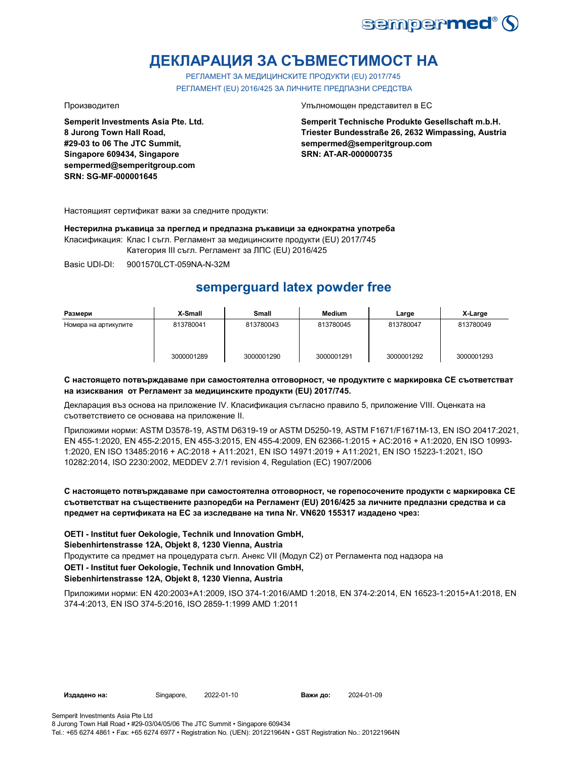# ДЕКЛАРАЦИЯ ЗА СЪВМЕСТИМОСТ НА

РЕГЛАМЕНТ ЗА МЕДИЦИНСКИТЕ ПРОДУКТИ (EU) 2017/745
РЕГЛАМЕНТ (EU) 2016/425 ЗА ЛИЧНИТЕ ПРЕДПАЗНИ СРЕДСТВА

Производител

**Semperit Investments Asia Pte. Ltd.**
**8 Jurong Town Hall Road,**
**#29-03 to 06 The JTC Summit,**
**Singapore 609434, Singapore**
**sempermed@semperitgroup.com**
**SRN: SG-MF-000001645**

Упълномощен представител в ЕС

**Semperit Technische Produkte Gesellschaft m.b.H.**
**Triester Bundesstraße 26, 2632 Wimpassing, Austria**
**sempermed@semperitgroup.com**
**SRN: AT-AR-000000735**

Настоящият сертификат важи за следните продукти:

**Нестерилна ръкавица за преглед и предпазна ръкавици за еднократна употреба**

Класификация: Клас I съгл. Регламент за медицинските продукти (EU) 2017/745
Категория III съгл. Регламент за ЛПС (EU) 2016/425

Basic UDI-DI: 9001570LCT-059NA-N-32M

## semperguard latex powder free

| Размери | X-Small | Small | Medium | Large | X-Large |
|---|---|---|---|---|---|
| Номера на артикулите | 813780041 | 813780043 | 813780045 | 813780047 | 813780049 |
| | 3000001289 | 3000001290 | 3000001291 | 3000001292 | 3000001293 |

**С настоящето потвърждаваме при самостоятелна отговорност, че продуктите с маркировка СЕ съответстват на изисквания от Регламент за медицинските продукти (EU) 2017/745.**

Декларация въз основа на приложение IV. Класификация съгласно правило 5, приложение VIII. Оценката на съответствието се основава на приложение II.

Приложими норми: ASTM D3578-19, ASTM D6319-19 or ASTM D5250-19, ASTM F1671/F1671M-13, EN ISO 20417:2021, EN 455-1:2020, EN 455-2:2015, EN 455-3:2015, EN 455-4:2009, EN 62366-1:2015 + AC:2016 + A1:2020, EN ISO 10993-1:2020, EN ISO 13485:2016 + AC:2018 + A11:2021, EN ISO 14971:2019 + A11:2021, EN ISO 15223-1:2021, ISO 10282:2014, ISO 2230:2002, MEDDEV 2.7/1 revision 4, Regulation (EC) 1907/2006

**С настоящето потвърждаваме при самостоятелна отговорност, че горепосочените продукти с маркировка СЕ съответстват на съществените разпоредби на Регламент (EU) 2016/425 за личните предпазни средства и са предмет на сертификата на ЕС за изследване на типа Nr. VN620 155317 издадено чрез:**

**OETI - Institut fuer Oekologie, Technik und Innovation GmbH,**
**Siebenhirtenstrasse 12A, Objekt 8, 1230 Vienna, Austria**

Продуктите са предмет на процедурата съгл. Анекс VII (Модул C2) от Регламента под надзора на

**OETI - Institut fuer Oekologie, Technik und Innovation GmbH,**
**Siebenhirtenstrasse 12A, Objekt 8, 1230 Vienna, Austria**

Приложими норми: EN 420:2003+A1:2009, ISO 374-1:2016/AMD 1:2018, EN 374-2:2014, EN 16523-1:2015+A1:2018, EN 374-4:2013, EN ISO 374-5:2016, ISO 2859-1:1999 AMD 1:2011

**Издадено на:** Singapore, 2022-01-10 **Важи до:** 2024-01-09

Semperit Investments Asia Pte Ltd
8 Jurong Town Hall Road • #29-03/04/05/06 The JTC Summit • Singapore 609434
Tel.: +65 6274 4861 • Fax: +65 6274 6977 • Registration No. (UEN): 201221964N • GST Registration No.: 201221964N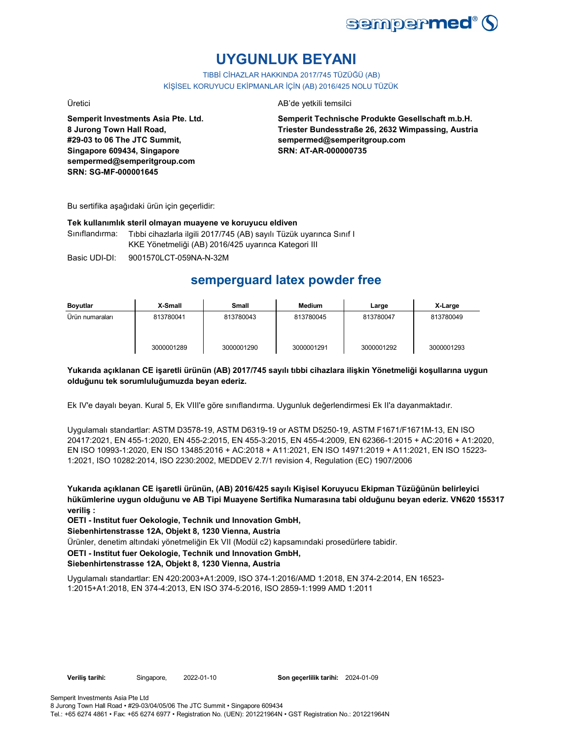# UYGUNLUK BEYANI

TIBBİ CİHAZLAR HAKKINDA 2017/745 TÜZÜĞÜ (AB)
KİŞİSEL KORUYUCU EKİPMANLAR İÇİN (AB) 2016/425 NOLU TÜZÜK

Üretici

**Semperit Investments Asia Pte. Ltd.**
**8 Jurong Town Hall Road,**
**#29-03 to 06 The JTC Summit,**
**Singapore 609434, Singapore**
**sempermed@semperitgroup.com**
**SRN: SG-MF-000001645**

AB'de yetkili temsilci

**Semperit Technische Produkte Gesellschaft m.b.H.**
**Triester Bundesstraße 26, 2632 Wimpassing, Austria**
**sempermed@semperitgroup.com**
**SRN: AT-AR-000000735**

Bu sertifika aşağıdaki ürün için geçerlidir:

**Tek kullanımlık steril olmayan muayene ve koruyucu eldiven**

Sınıflandırma: Tıbbi cihazlarla ilgili 2017/745 (AB) sayılı Tüzük uyarınca Sınıf I
KKE Yönetmeliği (AB) 2016/425 uyarınca Kategori III

Basic UDI-DI: 9001570LCT-059NA-N-32M

## semperguard latex powder free

| Boyutlar | X-Small | Small | Medium | Large | X-Large |
|---|---|---|---|---|---|
| Ürün numaraları | 813780041<br>3000001289 | 813780043<br>3000001290 | 813780045<br>3000001291 | 813780047<br>3000001292 | 813780049<br>3000001293 |

**Yukarıda açıklanan CE işaretli ürünün (AB) 2017/745 sayılı tıbbi cihazlara ilişkin Yönetmeliği koşullarına uygun olduğunu tek sorumluluğumuzda beyan ederiz.**

Ek IV'e dayalı beyan. Kural 5, Ek VIII'e göre sınıflandırma. Uygunluk değerlendirmesi Ek II'a dayanmaktadır.

Uygulamalı standartlar: ASTM D3578-19, ASTM D6319-19 or ASTM D5250-19, ASTM F1671/F1671M-13, EN ISO 20417:2021, EN 455-1:2020, EN 455-2:2015, EN 455-3:2015, EN 455-4:2009, EN 62366-1:2015 + AC:2016 + A1:2020, EN ISO 10993-1:2020, EN ISO 13485:2016 + AC:2018 + A11:2021, EN ISO 14971:2019 + A11:2021, EN ISO 15223-1:2021, ISO 10282:2014, ISO 2230:2002, MEDDEV 2.7/1 revision 4, Regulation (EC) 1907/2006

**Yukarıda açıklanan CE işaretli ürünün, (AB) 2016/425 sayılı Kişisel Koruyucu Ekipman Tüzüğünün belirleyici hükümlerine uygun olduğunu ve AB Tipi Muayene Sertifika Numarasına tabi olduğunu beyan ederiz. VN620 155317 veriliş :**

**OETI - Institut fuer Oekologie, Technik und Innovation GmbH,**
**Siebenhirtenstrasse 12A, Objekt 8, 1230 Vienna, Austria**

Ürünler, denetim altındaki yönetmeliğin Ek VII (Modül c2) kapsamındaki prosedürlere tabidir.

**OETI - Institut fuer Oekologie, Technik und Innovation GmbH,**
**Siebenhirtenstrasse 12A, Objekt 8, 1230 Vienna, Austria**

Uygulamalı standartlar: EN 420:2003+A1:2009, ISO 374-1:2016/AMD 1:2018, EN 374-2:2014, EN 16523-1:2015+A1:2018, EN 374-4:2013, EN ISO 374-5:2016, ISO 2859-1:1999 AMD 1:2011

**Veriliş tarihi:** Singapore, 2022-01-10 **Son geçerlilik tarihi:** 2024-01-09

Semperit Investments Asia Pte Ltd
8 Jurong Town Hall Road • #29-03/04/05/06 The JTC Summit • Singapore 609434
Tel.: +65 6274 4861 • Fax: +65 6274 6977 • Registration No. (UEN): 201221964N • GST Registration No.: 201221964N